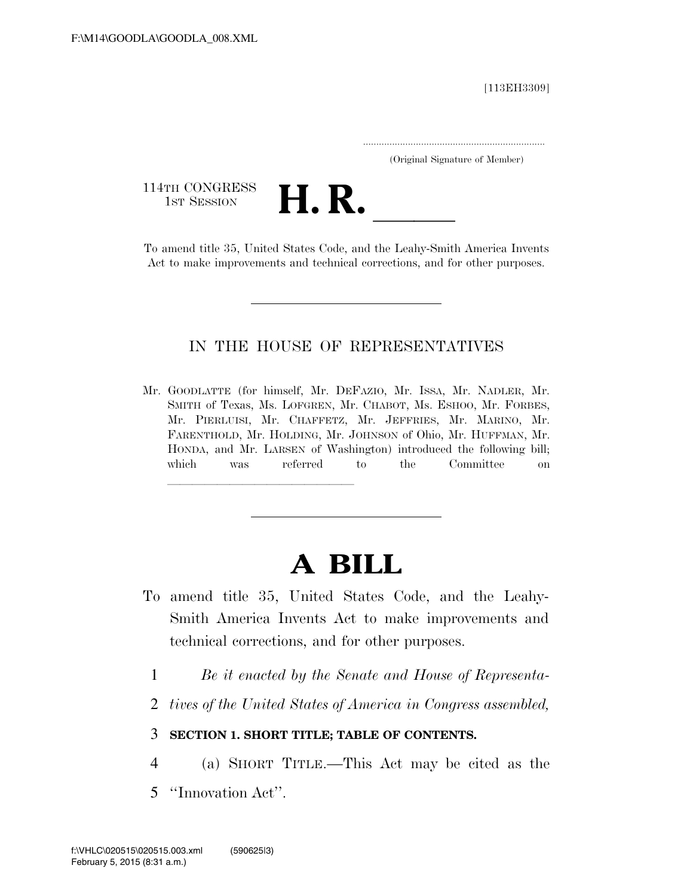F:\M14\GOODLA\GOODLA_008.XML

[113EH3309]

.....................................................................
(Original Signature of Member)

114TH CONGRESS
1ST SESSION

# H. R. ______

To amend title 35, United States Code, and the Leahy-Smith America Invents Act to make improvements and technical corrections, and for other purposes.

---

IN THE HOUSE OF REPRESENTATIVES

Mr. GOODLATTE (for himself, Mr. DEFAZIO, Mr. ISSA, Mr. NADLER, Mr. SMITH of Texas, Ms. LOFGREN, Mr. CHABOT, Ms. ESHOO, Mr. FORBES, Mr. PIERLUISI, Mr. CHAFFETZ, Mr. JEFFRIES, Mr. MARINO, Mr. FARENTHOLD, Mr. HOLDING, Mr. JOHNSON of Ohio, Mr. HUFFMAN, Mr. HONDA, and Mr. LARSEN of Washington) introduced the following bill; which was referred to the Committee on ______________________________

---

# A BILL

To amend title 35, United States Code, and the Leahy-Smith America Invents Act to make improvements and technical corrections, and for other purposes.

1 *Be it enacted by the Senate and House of Representa-*
2 *tives of the United States of America in Congress assembled,*

3 **SECTION 1. SHORT TITLE; TABLE OF CONTENTS.**

4 (a) SHORT TITLE.—This Act may be cited as the
5 ''Innovation Act''.

f:\VHLC\020515\020515.003.xml (590625|3)
February 5, 2015 (8:31 a.m.)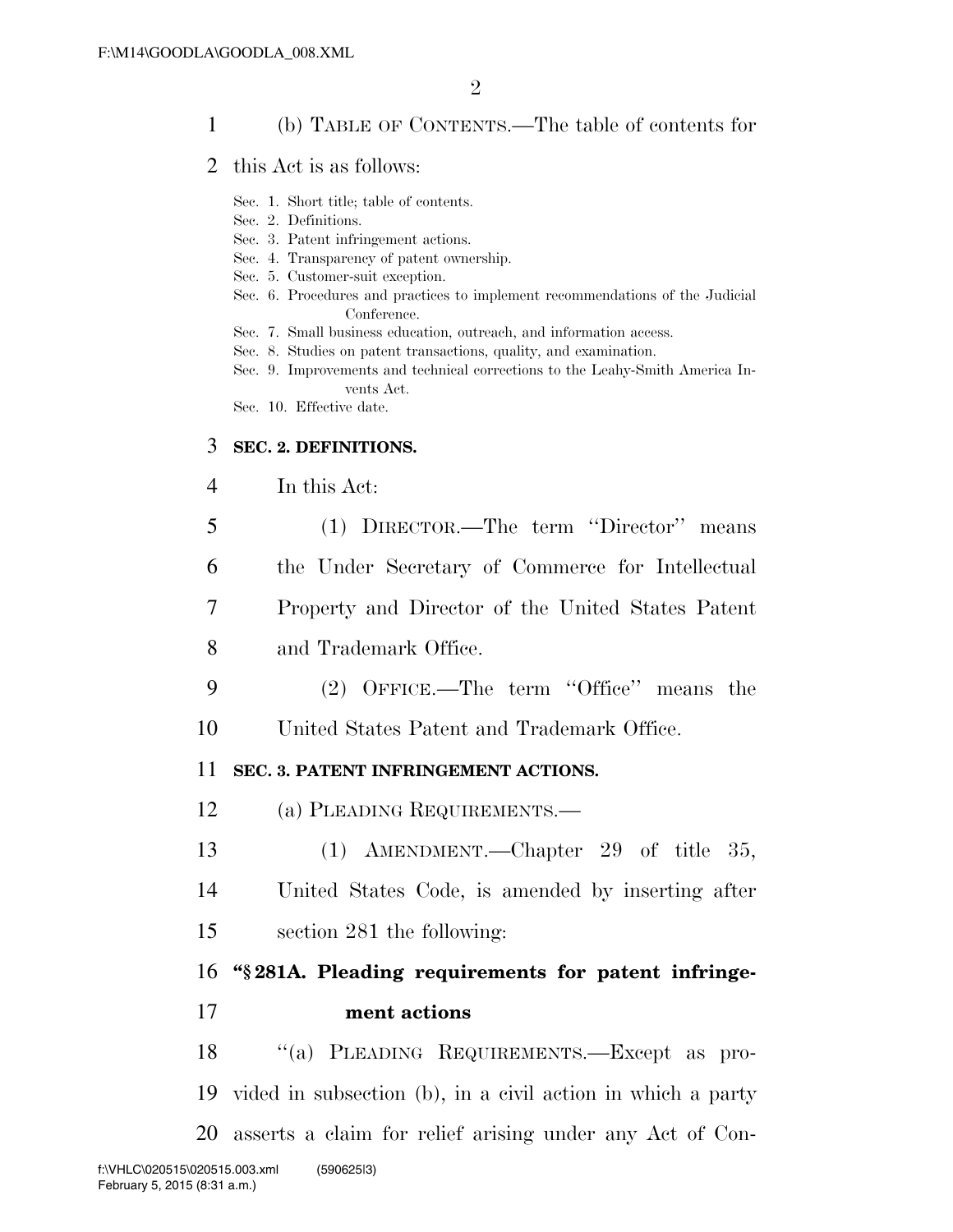(b) TABLE OF CONTENTS.—The table of contents for this Act is as follows:

Sec. 1. Short title; table of contents.
Sec. 2. Definitions.
Sec. 3. Patent infringement actions.
Sec. 4. Transparency of patent ownership.
Sec. 5. Customer-suit exception.
Sec. 6. Procedures and practices to implement recommendations of the Judicial Conference.
Sec. 7. Small business education, outreach, and information access.
Sec. 8. Studies on patent transactions, quality, and examination.
Sec. 9. Improvements and technical corrections to the Leahy-Smith America Invents Act.
Sec. 10. Effective date.

**SEC. 2. DEFINITIONS.**

In this Act:

(1) DIRECTOR.—The term ''Director'' means the Under Secretary of Commerce for Intellectual Property and Director of the United States Patent and Trademark Office.

(2) OFFICE.—The term ''Office'' means the United States Patent and Trademark Office.

**SEC. 3. PATENT INFRINGEMENT ACTIONS.**

(a) PLEADING REQUIREMENTS.—

(1) AMENDMENT.—Chapter 29 of title 35, United States Code, is amended by inserting after section 281 the following:

**''§ 281A. Pleading requirements for patent infringement actions**

''(a) PLEADING REQUIREMENTS.—Except as provided in subsection (b), in a civil action in which a party asserts a claim for relief arising under any Act of Con-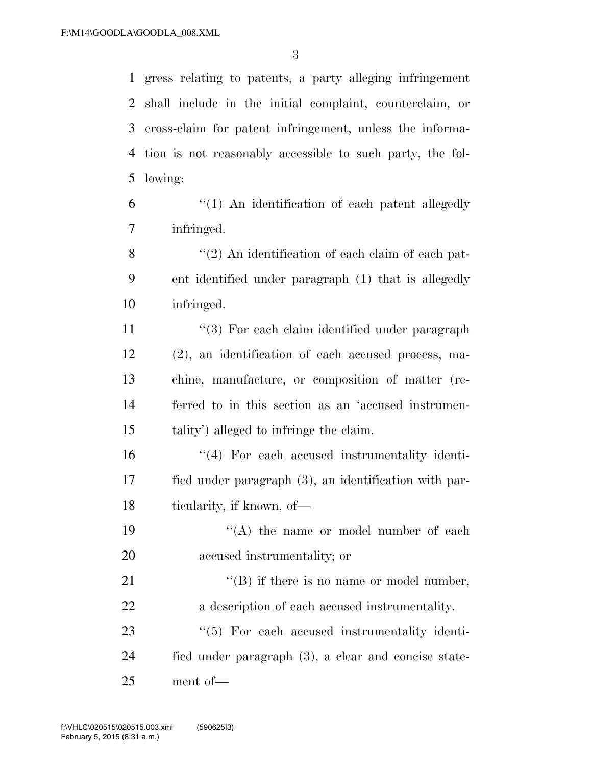gress relating to patents, a party alleging infringement shall include in the initial complaint, counterclaim, or cross-claim for patent infringement, unless the information is not reasonably accessible to such party, the following:

"(1) An identification of each patent allegedly infringed.

"(2) An identification of each claim of each patent identified under paragraph (1) that is allegedly infringed.

"(3) For each claim identified under paragraph (2), an identification of each accused process, machine, manufacture, or composition of matter (referred to in this section as an 'accused instrumentality') alleged to infringe the claim.

"(4) For each accused instrumentality identified under paragraph (3), an identification with particularity, if known, of—

"(A) the name or model number of each accused instrumentality; or

"(B) if there is no name or model number, a description of each accused instrumentality.

"(5) For each accused instrumentality identified under paragraph (3), a clear and concise statement of—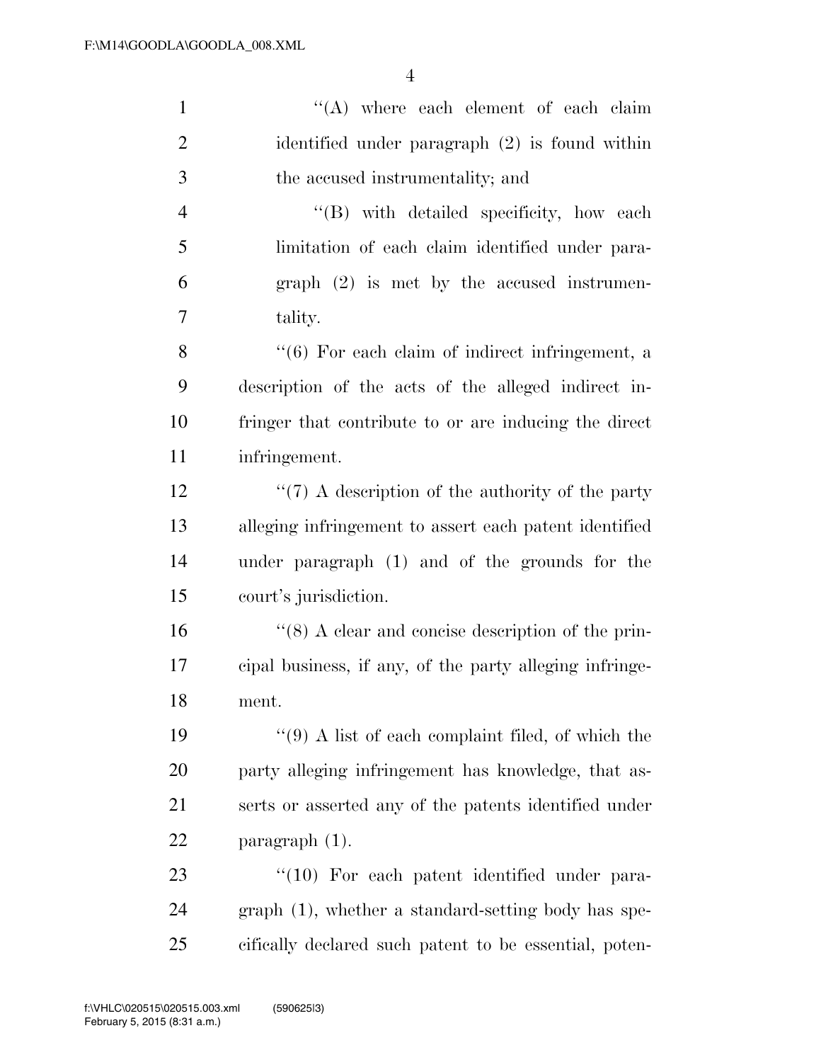"(A) where each element of each claim identified under paragraph (2) is found within the accused instrumentality; and

"(B) with detailed specificity, how each limitation of each claim identified under paragraph (2) is met by the accused instrumentality.

"(6) For each claim of indirect infringement, a description of the acts of the alleged indirect infringer that contribute to or are inducing the direct infringement.

"(7) A description of the authority of the party alleging infringement to assert each patent identified under paragraph (1) and of the grounds for the court's jurisdiction.

"(8) A clear and concise description of the principal business, if any, of the party alleging infringement.

"(9) A list of each complaint filed, of which the party alleging infringement has knowledge, that asserts or asserted any of the patents identified under paragraph (1).

"(10) For each patent identified under paragraph (1), whether a standard-setting body has specifically declared such patent to be essential, poten-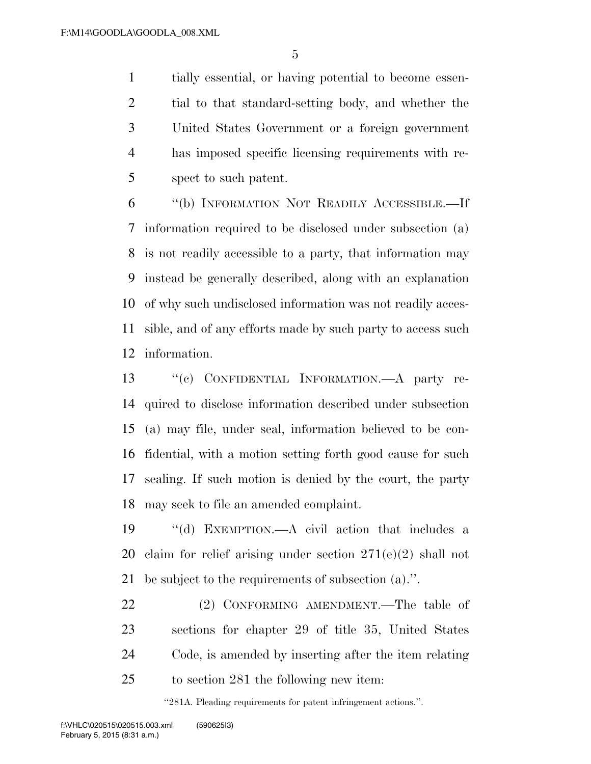tially essential, or having potential to become essential to that standard-setting body, and whether the United States Government or a foreign government has imposed specific licensing requirements with respect to such patent.

"(b) INFORMATION NOT READILY ACCESSIBLE.—If information required to be disclosed under subsection (a) is not readily accessible to a party, that information may instead be generally described, along with an explanation of why such undisclosed information was not readily accessible, and of any efforts made by such party to access such information.

"(c) CONFIDENTIAL INFORMATION.—A party required to disclose information described under subsection (a) may file, under seal, information believed to be confidential, with a motion setting forth good cause for such sealing. If such motion is denied by the court, the party may seek to file an amended complaint.

"(d) EXEMPTION.—A civil action that includes a claim for relief arising under section 271(e)(2) shall not be subject to the requirements of subsection (a).".

(2) CONFORMING AMENDMENT.—The table of sections for chapter 29 of title 35, United States Code, is amended by inserting after the item relating to section 281 the following new item:

"281A. Pleading requirements for patent infringement actions.".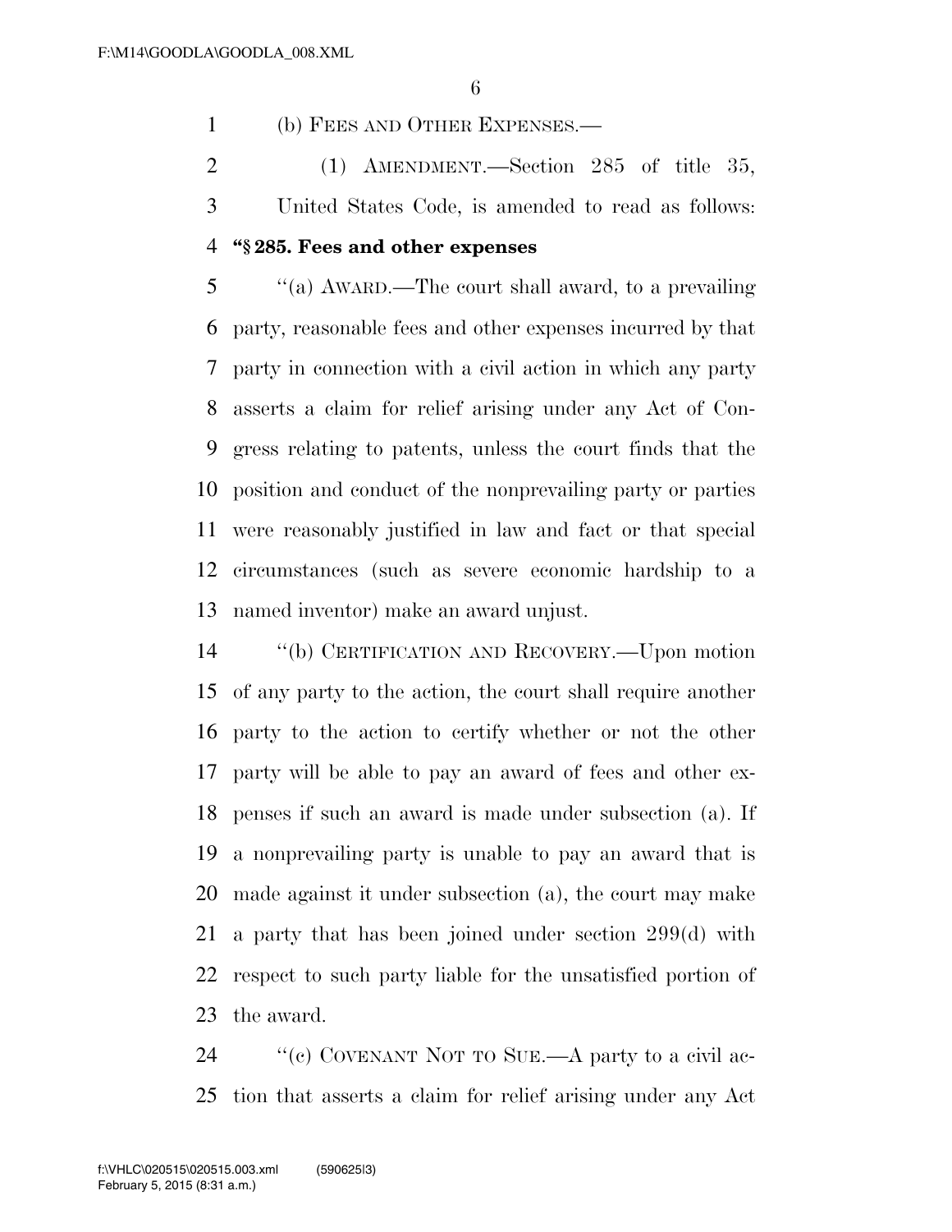(b) FEES AND OTHER EXPENSES.—

(1) AMENDMENT.—Section 285 of title 35, United States Code, is amended to read as follows:

**"§ 285. Fees and other expenses**

"(a) AWARD.—The court shall award, to a prevailing party, reasonable fees and other expenses incurred by that party in connection with a civil action in which any party asserts a claim for relief arising under any Act of Congress relating to patents, unless the court finds that the position and conduct of the nonprevailing party or parties were reasonably justified in law and fact or that special circumstances (such as severe economic hardship to a named inventor) make an award unjust.

"(b) CERTIFICATION AND RECOVERY.—Upon motion of any party to the action, the court shall require another party to the action to certify whether or not the other party will be able to pay an award of fees and other expenses if such an award is made under subsection (a). If a nonprevailing party is unable to pay an award that is made against it under subsection (a), the court may make a party that has been joined under section 299(d) with respect to such party liable for the unsatisfied portion of the award.

"(c) COVENANT NOT TO SUE.—A party to a civil action that asserts a claim for relief arising under any Act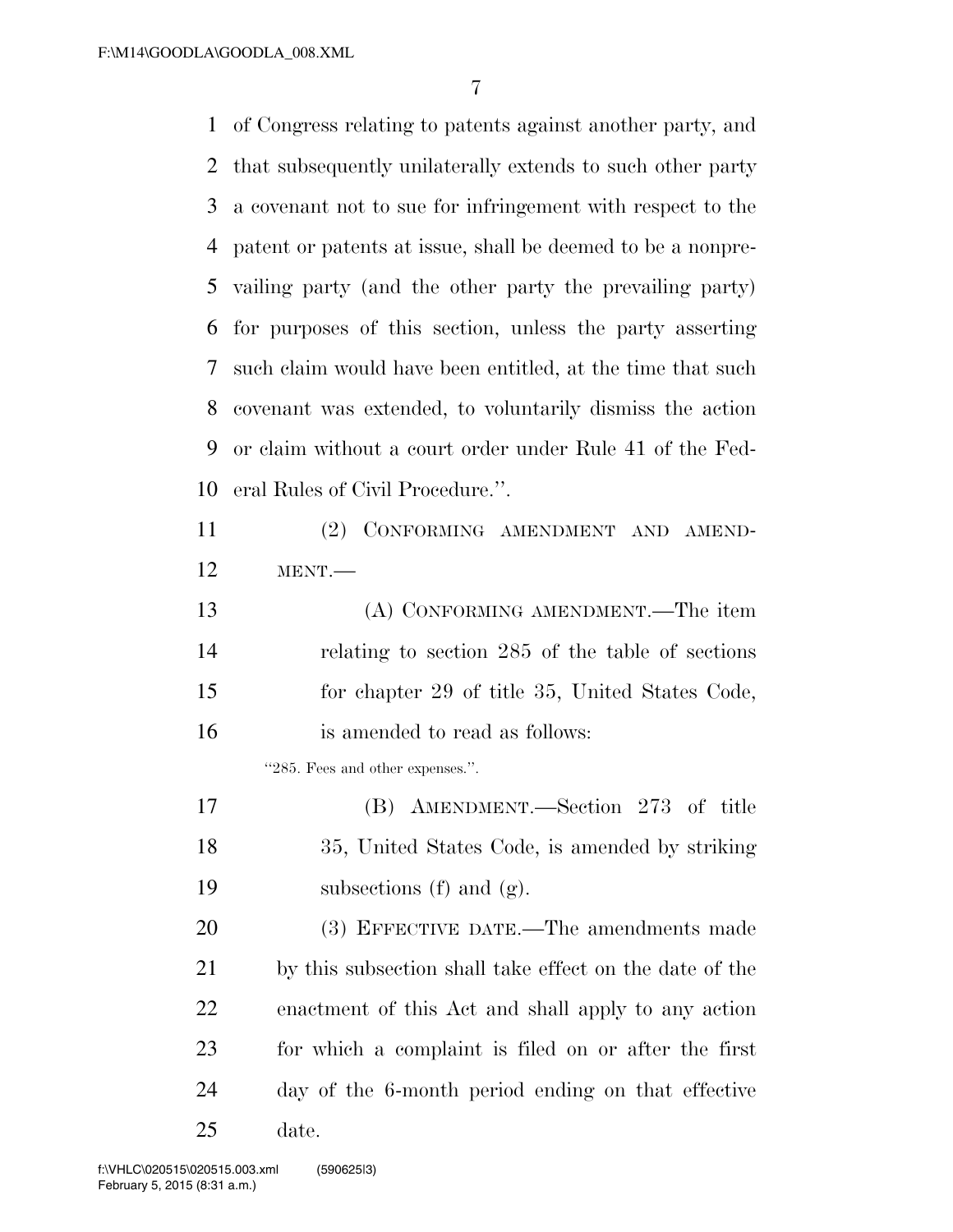of Congress relating to patents against another party, and that subsequently unilaterally extends to such other party a covenant not to sue for infringement with respect to the patent or patents at issue, shall be deemed to be a nonprevailing party (and the other party the prevailing party) for purposes of this section, unless the party asserting such claim would have been entitled, at the time that such covenant was extended, to voluntarily dismiss the action or claim without a court order under Rule 41 of the Federal Rules of Civil Procedure.''.

(2) CONFORMING AMENDMENT AND AMENDMENT.—

(A) CONFORMING AMENDMENT.—The item relating to section 285 of the table of sections for chapter 29 of title 35, United States Code, is amended to read as follows:

''285. Fees and other expenses.''.

(B) AMENDMENT.—Section 273 of title 35, United States Code, is amended by striking subsections (f) and (g).

(3) EFFECTIVE DATE.—The amendments made by this subsection shall take effect on the date of the enactment of this Act and shall apply to any action for which a complaint is filed on or after the first day of the 6-month period ending on that effective date.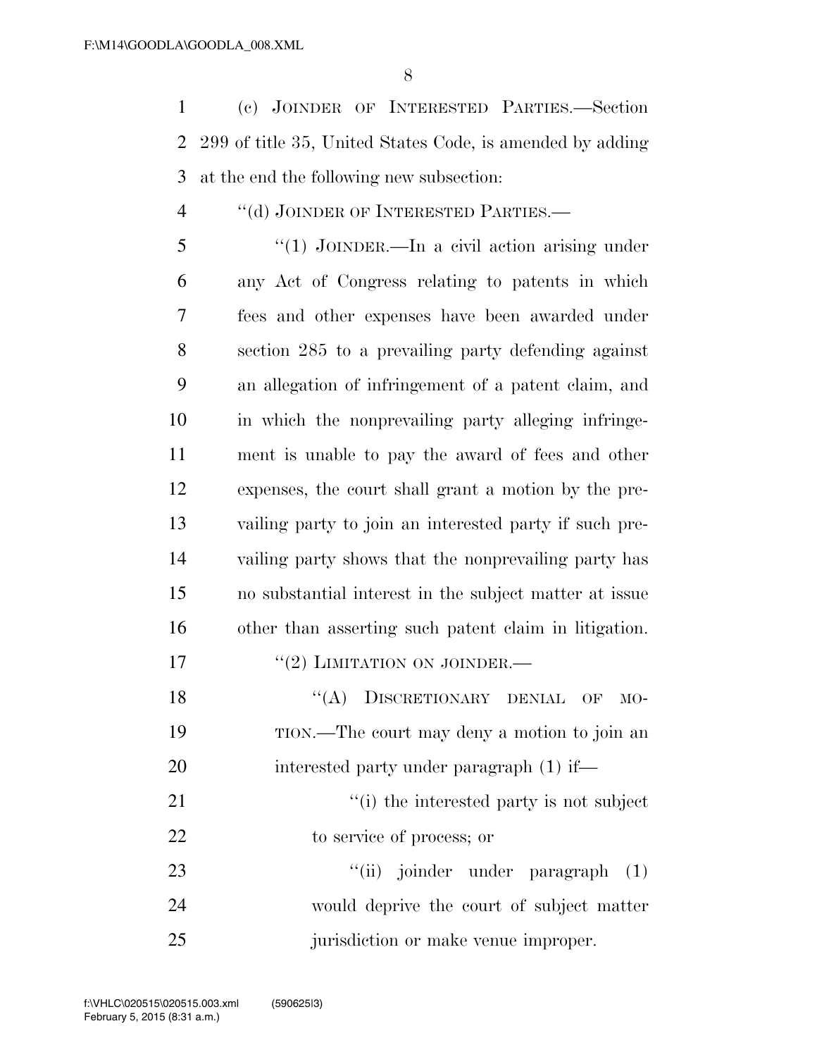(c) JOINDER OF INTERESTED PARTIES.—Section 299 of title 35, United States Code, is amended by adding at the end the following new subsection:

"(d) JOINDER OF INTERESTED PARTIES.—

"(1) JOINDER.—In a civil action arising under any Act of Congress relating to patents in which fees and other expenses have been awarded under section 285 to a prevailing party defending against an allegation of infringement of a patent claim, and in which the nonprevailing party alleging infringement is unable to pay the award of fees and other expenses, the court shall grant a motion by the prevailing party to join an interested party if such prevailing party shows that the nonprevailing party has no substantial interest in the subject matter at issue other than asserting such patent claim in litigation.

"(2) LIMITATION ON JOINDER.—

"(A) DISCRETIONARY DENIAL OF MOTION.—The court may deny a motion to join an interested party under paragraph (1) if—

"(i) the interested party is not subject to service of process; or

"(ii) joinder under paragraph (1) would deprive the court of subject matter jurisdiction or make venue improper.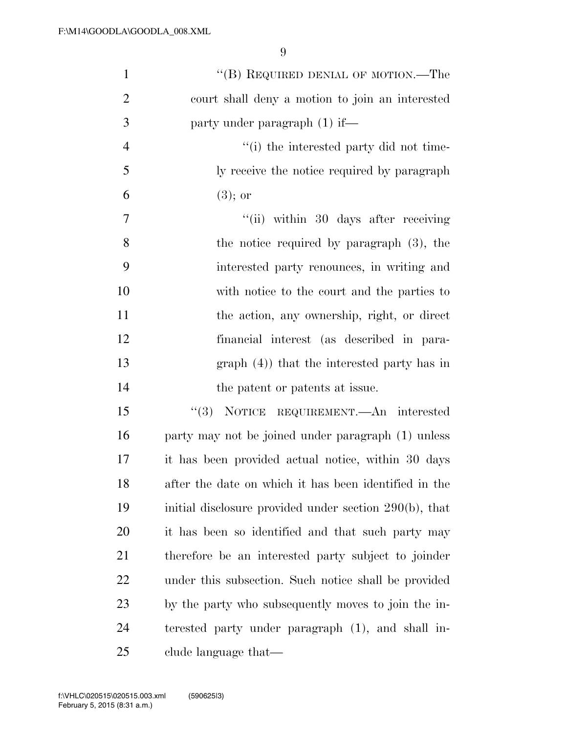"(B) REQUIRED DENIAL OF MOTION.—The court shall deny a motion to join an interested party under paragraph (1) if—

"(i) the interested party did not timely receive the notice required by paragraph (3); or

"(ii) within 30 days after receiving the notice required by paragraph (3), the interested party renounces, in writing and with notice to the court and the parties to the action, any ownership, right, or direct financial interest (as described in paragraph (4)) that the interested party has in the patent or patents at issue.

"(3) NOTICE REQUIREMENT.—An interested party may not be joined under paragraph (1) unless it has been provided actual notice, within 30 days after the date on which it has been identified in the initial disclosure provided under section 290(b), that it has been so identified and that such party may therefore be an interested party subject to joinder under this subsection. Such notice shall be provided by the party who subsequently moves to join the interested party under paragraph (1), and shall include language that—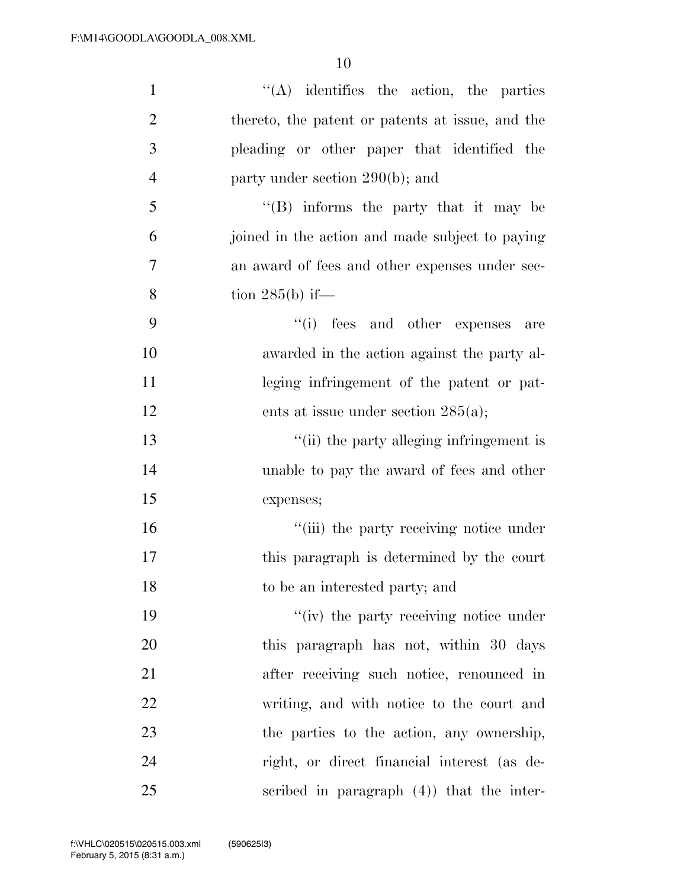"(A) identifies the action, the parties thereto, the patent or patents at issue, and the pleading or other paper that identified the party under section 290(b); and

"(B) informs the party that it may be joined in the action and made subject to paying an award of fees and other expenses under section 285(b) if—

"(i) fees and other expenses are awarded in the action against the party alleging infringement of the patent or patents at issue under section 285(a);

"(ii) the party alleging infringement is unable to pay the award of fees and other expenses;

"(iii) the party receiving notice under this paragraph is determined by the court to be an interested party; and

"(iv) the party receiving notice under this paragraph has not, within 30 days after receiving such notice, renounced in writing, and with notice to the court and the parties to the action, any ownership, right, or direct financial interest (as described in paragraph (4)) that the inter-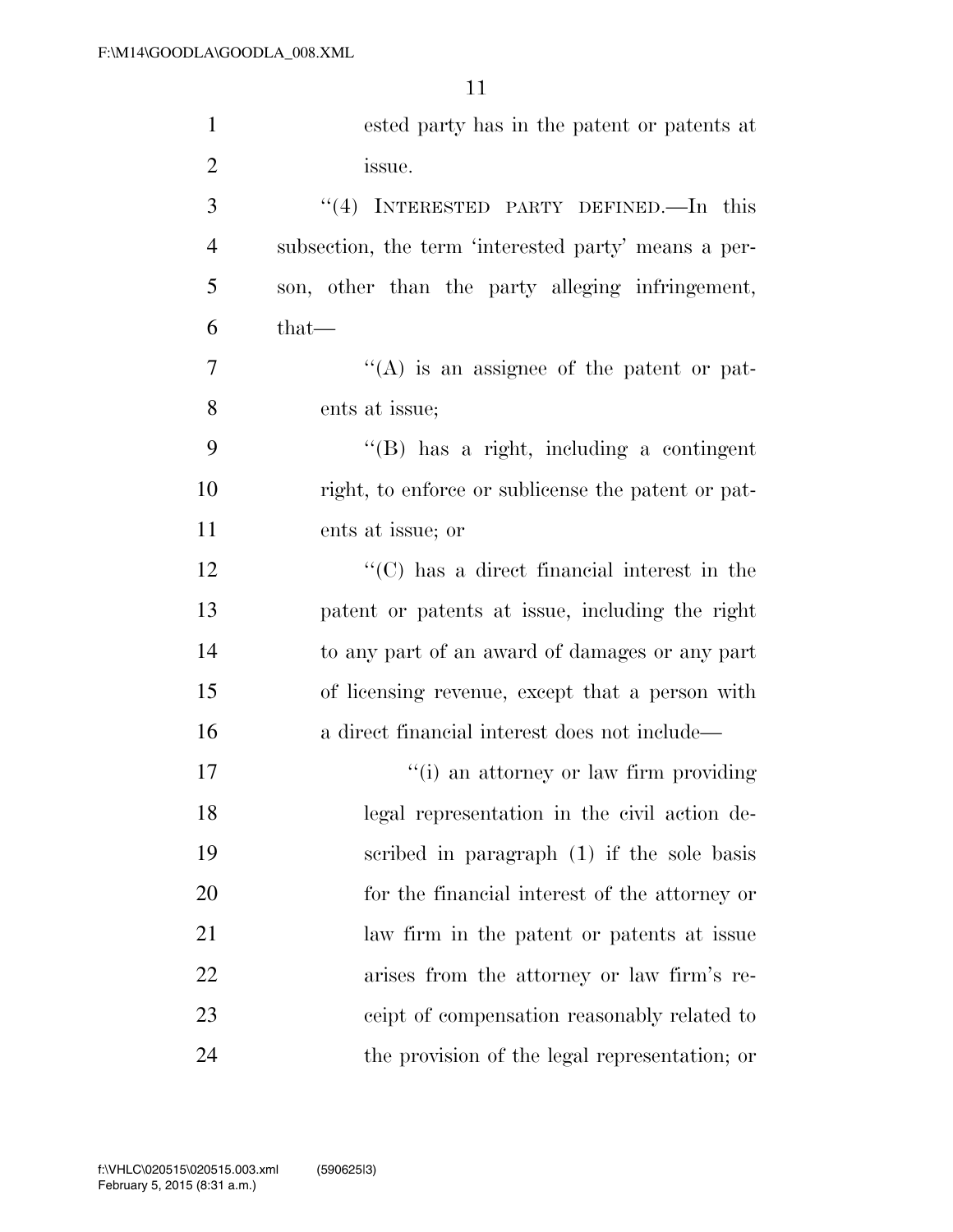ested party has in the patent or patents at issue.

"(4) INTERESTED PARTY DEFINED.—In this subsection, the term 'interested party' means a person, other than the party alleging infringement, that—

"(A) is an assignee of the patent or patents at issue;

"(B) has a right, including a contingent right, to enforce or sublicense the patent or patents at issue; or

"(C) has a direct financial interest in the patent or patents at issue, including the right to any part of an award of damages or any part of licensing revenue, except that a person with a direct financial interest does not include—

"(i) an attorney or law firm providing legal representation in the civil action described in paragraph (1) if the sole basis for the financial interest of the attorney or law firm in the patent or patents at issue arises from the attorney or law firm's receipt of compensation reasonably related to the provision of the legal representation; or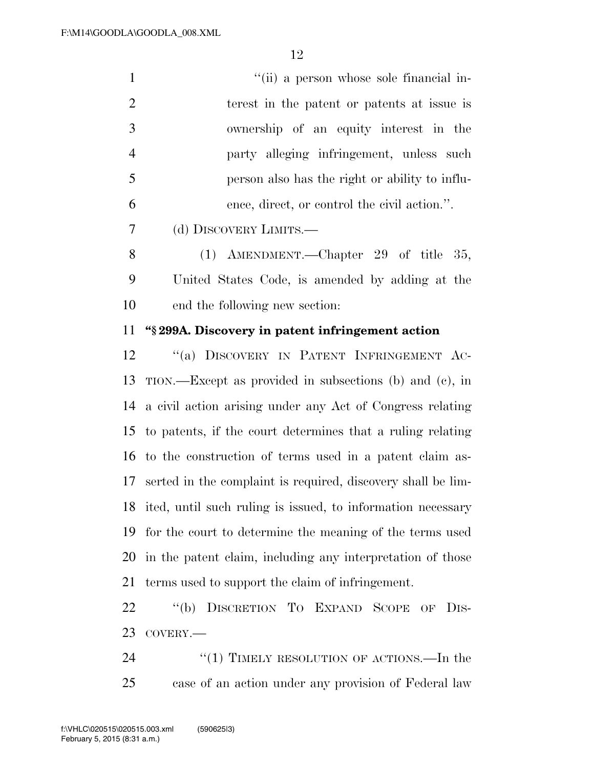"(ii) a person whose sole financial interest in the patent or patents at issue is ownership of an equity interest in the party alleging infringement, unless such person also has the right or ability to influence, direct, or control the civil action.".

(d) DISCOVERY LIMITS.—

(1) AMENDMENT.—Chapter 29 of title 35, United States Code, is amended by adding at the end the following new section:

**"§ 299A. Discovery in patent infringement action**

"(a) DISCOVERY IN PATENT INFRINGEMENT ACTION.—Except as provided in subsections (b) and (c), in a civil action arising under any Act of Congress relating to patents, if the court determines that a ruling relating to the construction of terms used in a patent claim asserted in the complaint is required, discovery shall be limited, until such ruling is issued, to information necessary for the court to determine the meaning of the terms used in the patent claim, including any interpretation of those terms used to support the claim of infringement.

"(b) DISCRETION TO EXPAND SCOPE OF DISCOVERY.—

"(1) TIMELY RESOLUTION OF ACTIONS.—In the case of an action under any provision of Federal law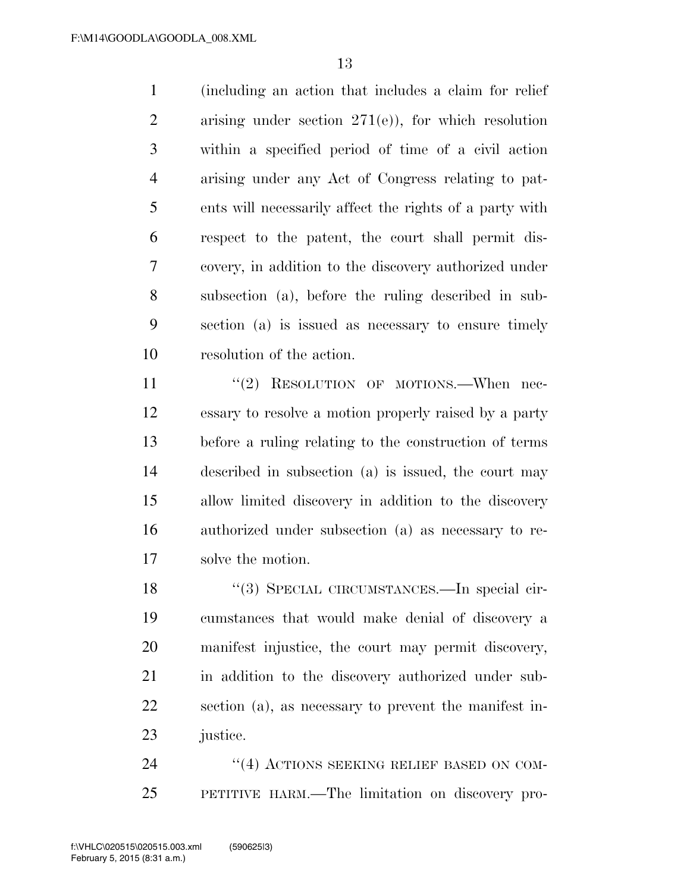(including an action that includes a claim for relief arising under section 271(e)), for which resolution within a specified period of time of a civil action arising under any Act of Congress relating to patents will necessarily affect the rights of a party with respect to the patent, the court shall permit discovery, in addition to the discovery authorized under subsection (a), before the ruling described in subsection (a) is issued as necessary to ensure timely resolution of the action.

"(2) RESOLUTION OF MOTIONS.—When necessary to resolve a motion properly raised by a party before a ruling relating to the construction of terms described in subsection (a) is issued, the court may allow limited discovery in addition to the discovery authorized under subsection (a) as necessary to resolve the motion.

"(3) SPECIAL CIRCUMSTANCES.—In special circumstances that would make denial of discovery a manifest injustice, the court may permit discovery, in addition to the discovery authorized under subsection (a), as necessary to prevent the manifest injustice.

"(4) ACTIONS SEEKING RELIEF BASED ON COMPETITIVE HARM.—The limitation on discovery pro-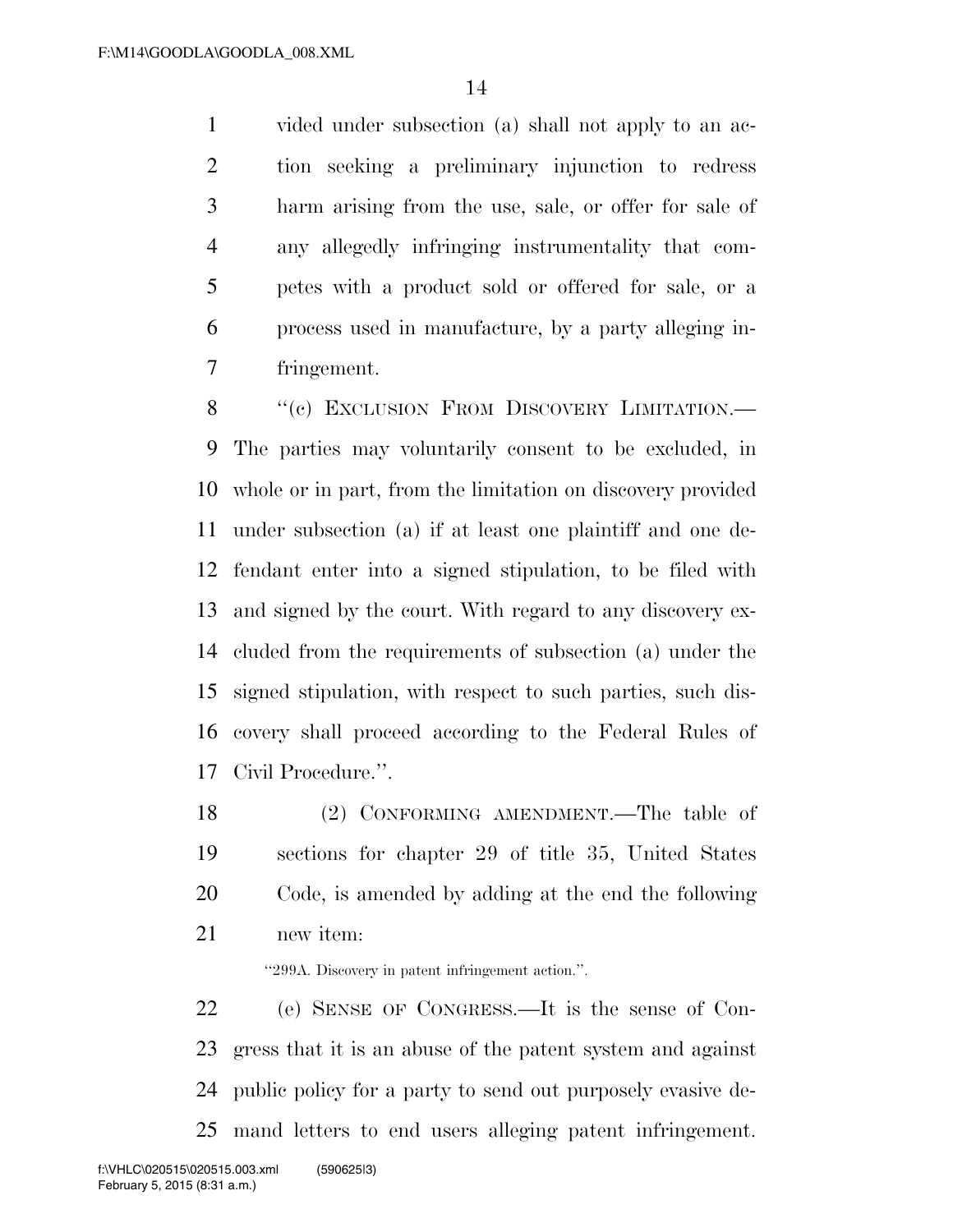vided under subsection (a) shall not apply to an action seeking a preliminary injunction to redress harm arising from the use, sale, or offer for sale of any allegedly infringing instrumentality that competes with a product sold or offered for sale, or a process used in manufacture, by a party alleging infringement.

"(c) EXCLUSION FROM DISCOVERY LIMITATION.—The parties may voluntarily consent to be excluded, in whole or in part, from the limitation on discovery provided under subsection (a) if at least one plaintiff and one defendant enter into a signed stipulation, to be filed with and signed by the court. With regard to any discovery excluded from the requirements of subsection (a) under the signed stipulation, with respect to such parties, such discovery shall proceed according to the Federal Rules of Civil Procedure.".

(2) CONFORMING AMENDMENT.—The table of sections for chapter 29 of title 35, United States Code, is amended by adding at the end the following new item:

"299A. Discovery in patent infringement action.".

(e) SENSE OF CONGRESS.—It is the sense of Congress that it is an abuse of the patent system and against public policy for a party to send out purposely evasive demand letters to end users alleging patent infringement.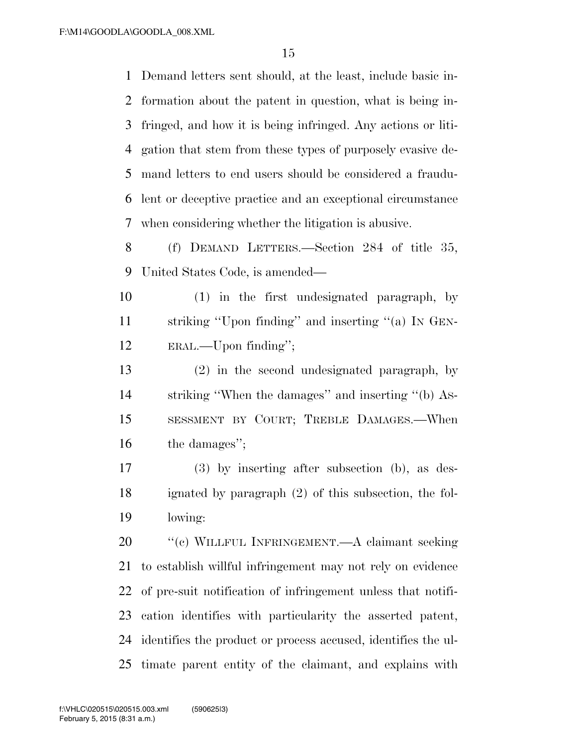Demand letters sent should, at the least, include basic information about the patent in question, what is being infringed, and how it is being infringed. Any actions or litigation that stem from these types of purposely evasive demand letters to end users should be considered a fraudulent or deceptive practice and an exceptional circumstance when considering whether the litigation is abusive.

(f) DEMAND LETTERS.—Section 284 of title 35, United States Code, is amended—

(1) in the first undesignated paragraph, by striking ''Upon finding'' and inserting ''(a) IN GENERAL.—Upon finding'';

(2) in the second undesignated paragraph, by striking ''When the damages'' and inserting ''(b) ASSESSMENT BY COURT; TREBLE DAMAGES.—When the damages'';

(3) by inserting after subsection (b), as designated by paragraph (2) of this subsection, the following:

''(c) WILLFUL INFRINGEMENT.—A claimant seeking to establish willful infringement may not rely on evidence of pre-suit notification of infringement unless that notification identifies with particularity the asserted patent, identifies the product or process accused, identifies the ultimate parent entity of the claimant, and explains with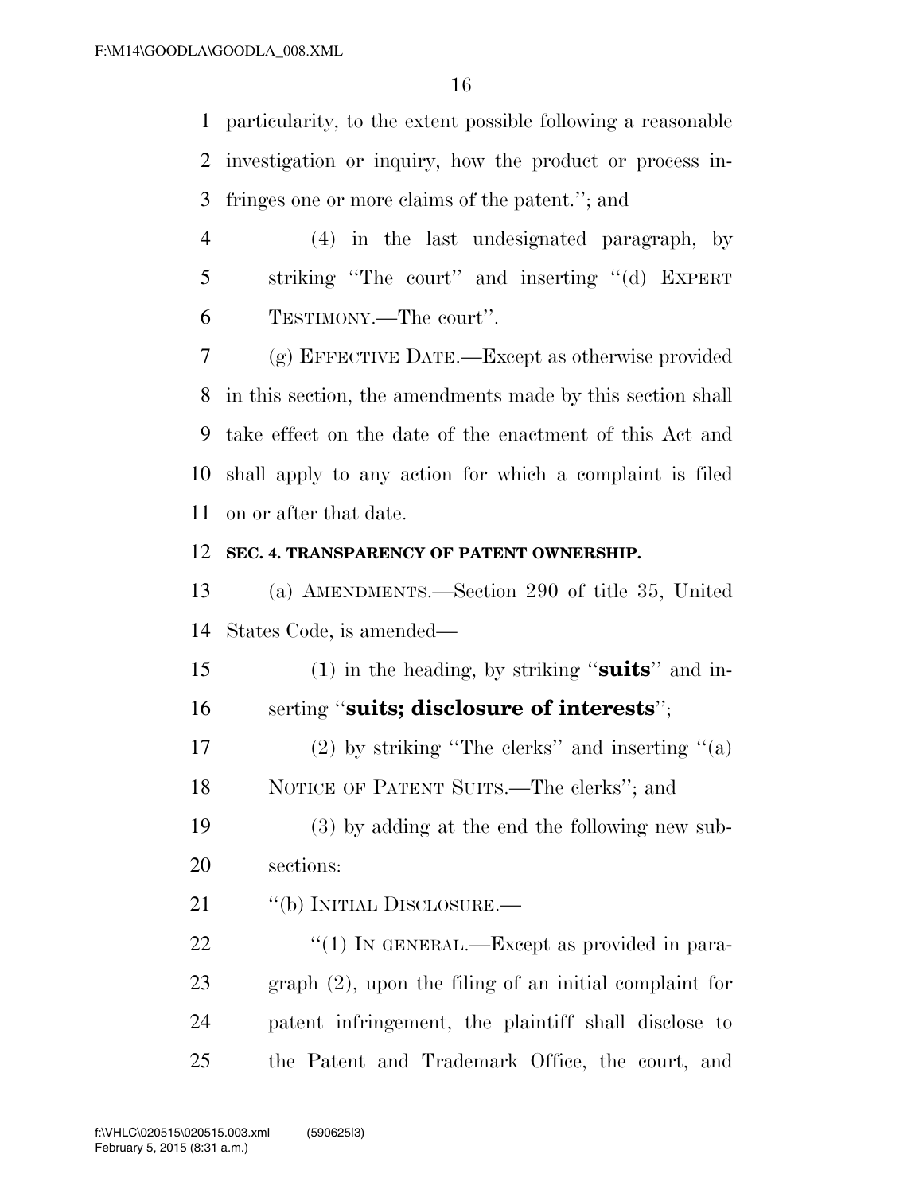particularity, to the extent possible following a reasonable investigation or inquiry, how the product or process infringes one or more claims of the patent.''; and

(4) in the last undesignated paragraph, by striking ''The court'' and inserting ''(d) EXPERT TESTIMONY.—The court''.

(g) EFFECTIVE DATE.—Except as otherwise provided in this section, the amendments made by this section shall take effect on the date of the enactment of this Act and shall apply to any action for which a complaint is filed on or after that date.

**SEC. 4. TRANSPARENCY OF PATENT OWNERSHIP.**

(a) AMENDMENTS.—Section 290 of title 35, United States Code, is amended—

(1) in the heading, by striking ''**suits**'' and inserting ''**suits; disclosure of interests**'';

(2) by striking ''The clerks'' and inserting ''(a) NOTICE OF PATENT SUITS.—The clerks''; and

(3) by adding at the end the following new subsections:

''(b) INITIAL DISCLOSURE.—

''(1) IN GENERAL.—Except as provided in paragraph (2), upon the filing of an initial complaint for patent infringement, the plaintiff shall disclose to the Patent and Trademark Office, the court, and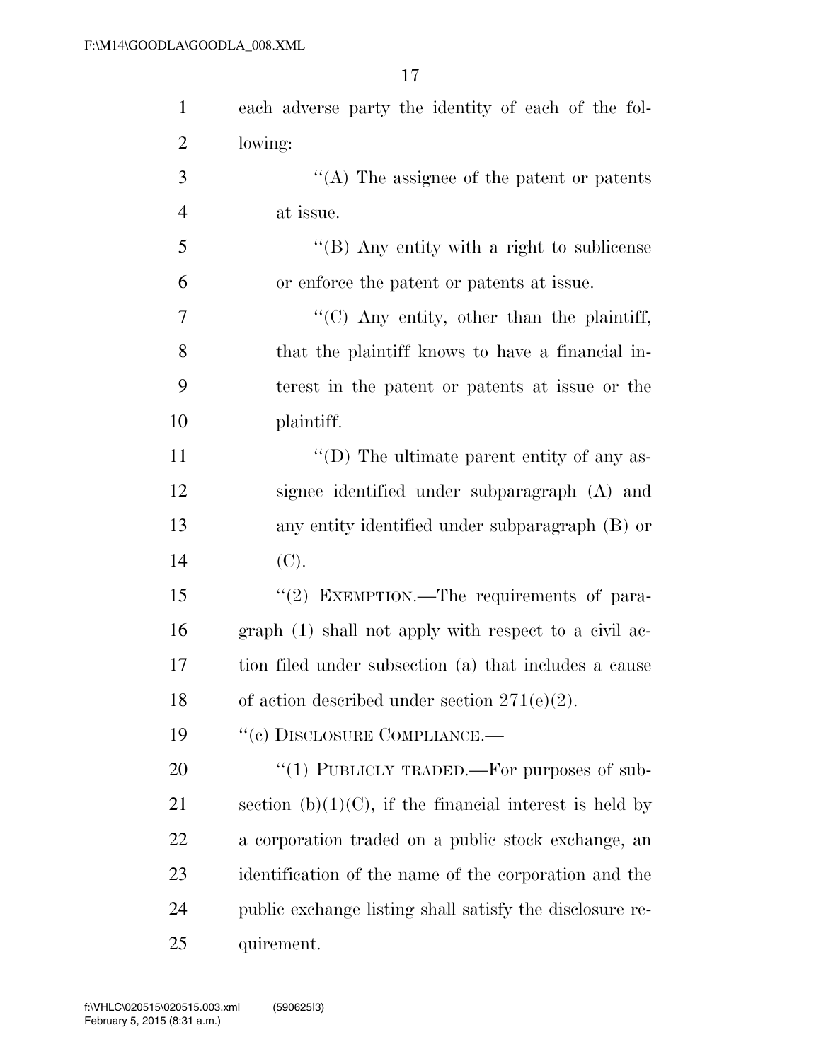each adverse party the identity of each of the following:

"(A) The assignee of the patent or patents at issue.

"(B) Any entity with a right to sublicense or enforce the patent or patents at issue.

"(C) Any entity, other than the plaintiff, that the plaintiff knows to have a financial interest in the patent or patents at issue or the plaintiff.

"(D) The ultimate parent entity of any assignee identified under subparagraph (A) and any entity identified under subparagraph (B) or (C).

"(2) EXEMPTION.—The requirements of paragraph (1) shall not apply with respect to a civil action filed under subsection (a) that includes a cause of action described under section 271(e)(2).

"(c) DISCLOSURE COMPLIANCE.—

"(1) PUBLICLY TRADED.—For purposes of subsection (b)(1)(C), if the financial interest is held by a corporation traded on a public stock exchange, an identification of the name of the corporation and the public exchange listing shall satisfy the disclosure requirement.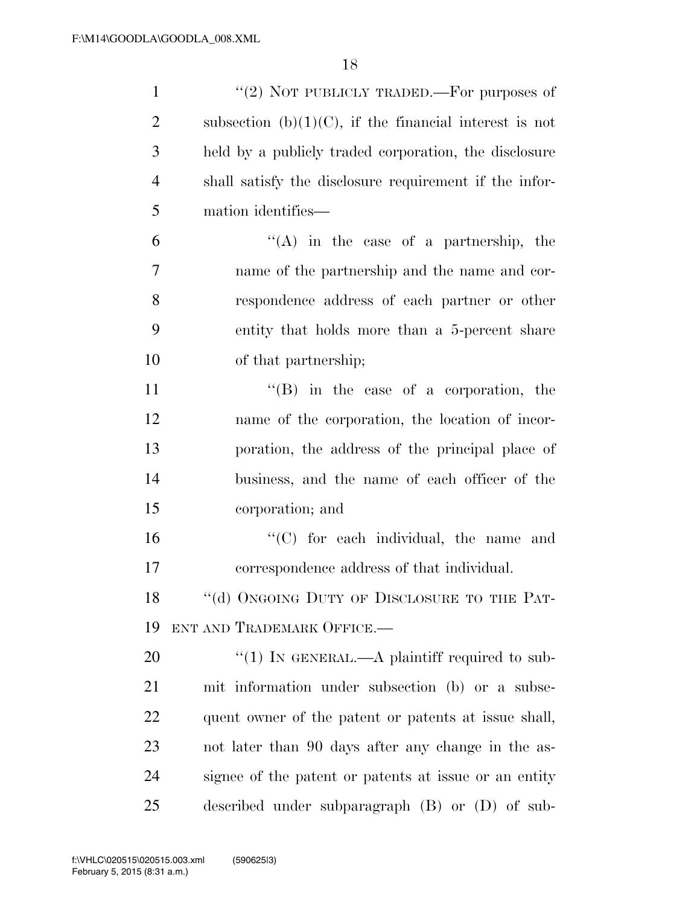"(2) NOT PUBLICLY TRADED.—For purposes of subsection (b)(1)(C), if the financial interest is not held by a publicly traded corporation, the disclosure shall satisfy the disclosure requirement if the information identifies—

"(A) in the case of a partnership, the name of the partnership and the name and correspondence address of each partner or other entity that holds more than a 5-percent share of that partnership;

"(B) in the case of a corporation, the name of the corporation, the location of incorporation, the address of the principal place of business, and the name of each officer of the corporation; and

"(C) for each individual, the name and correspondence address of that individual.

"(d) ONGOING DUTY OF DISCLOSURE TO THE PATENT AND TRADEMARK OFFICE.—

"(1) IN GENERAL.—A plaintiff required to submit information under subsection (b) or a subsequent owner of the patent or patents at issue shall, not later than 90 days after any change in the assignee of the patent or patents at issue or an entity described under subparagraph (B) or (D) of sub-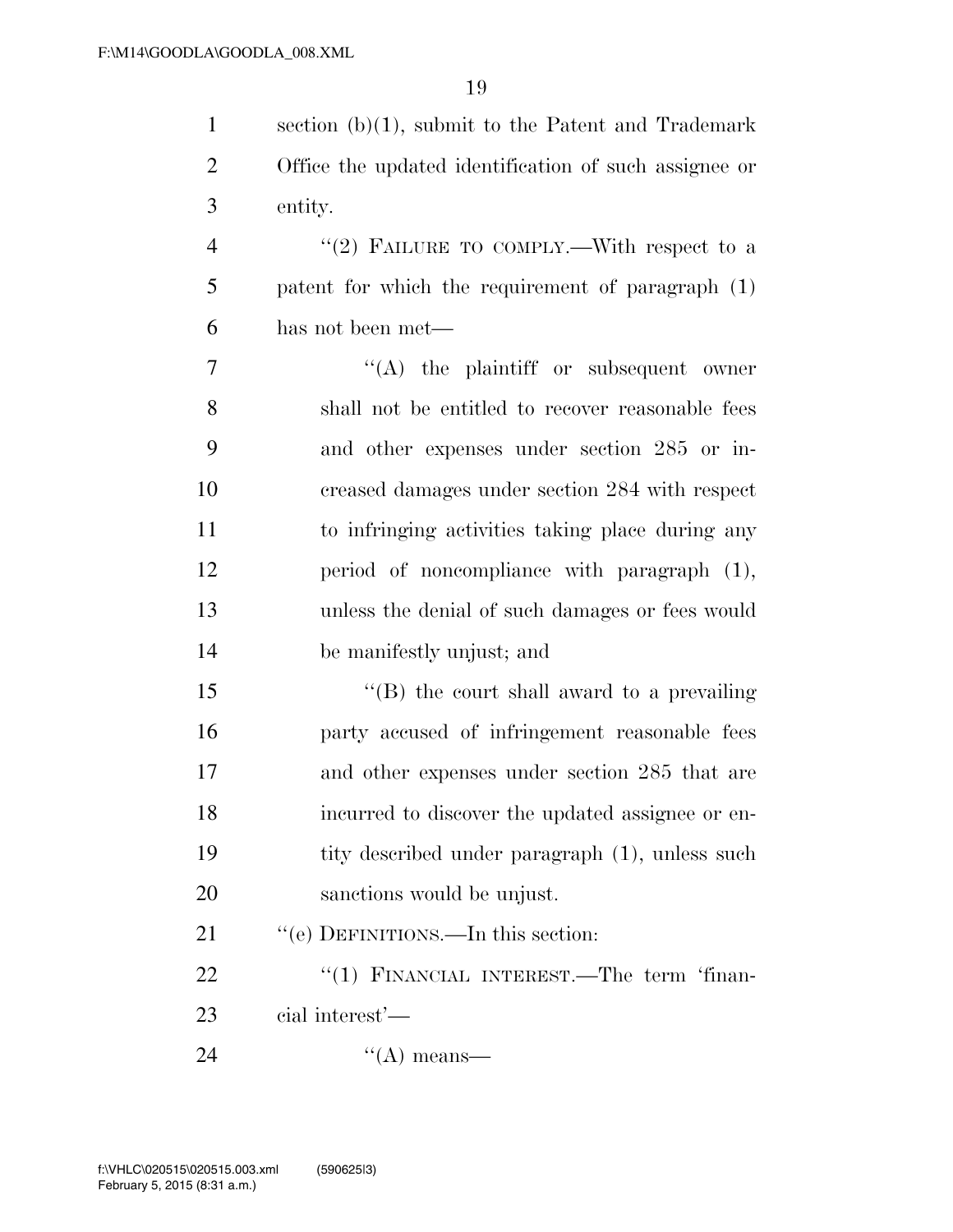section (b)(1), submit to the Patent and Trademark Office the updated identification of such assignee or entity.

"(2) FAILURE TO COMPLY.—With respect to a patent for which the requirement of paragraph (1) has not been met—

"(A) the plaintiff or subsequent owner shall not be entitled to recover reasonable fees and other expenses under section 285 or increased damages under section 284 with respect to infringing activities taking place during any period of noncompliance with paragraph (1), unless the denial of such damages or fees would be manifestly unjust; and

"(B) the court shall award to a prevailing party accused of infringement reasonable fees and other expenses under section 285 that are incurred to discover the updated assignee or entity described under paragraph (1), unless such sanctions would be unjust.

"(e) DEFINITIONS.—In this section:

"(1) FINANCIAL INTEREST.—The term 'financial interest'—

"(A) means—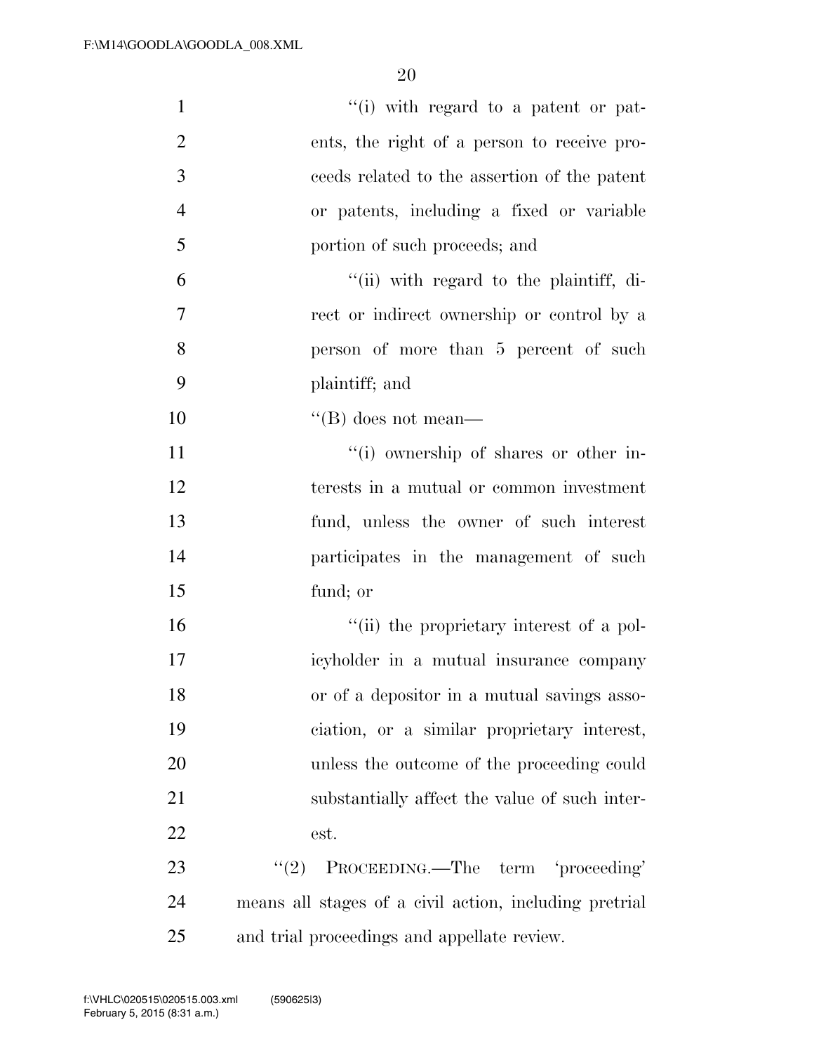"(i) with regard to a patent or patents, the right of a person to receive proceeds related to the assertion of the patent or patents, including a fixed or variable portion of such proceeds; and

"(ii) with regard to the plaintiff, direct or indirect ownership or control by a person of more than 5 percent of such plaintiff; and

"(B) does not mean—

"(i) ownership of shares or other interests in a mutual or common investment fund, unless the owner of such interest participates in the management of such fund; or

"(ii) the proprietary interest of a policyholder in a mutual insurance company or of a depositor in a mutual savings association, or a similar proprietary interest, unless the outcome of the proceeding could substantially affect the value of such interest.

"(2) PROCEEDING.—The term 'proceeding' means all stages of a civil action, including pretrial and trial proceedings and appellate review.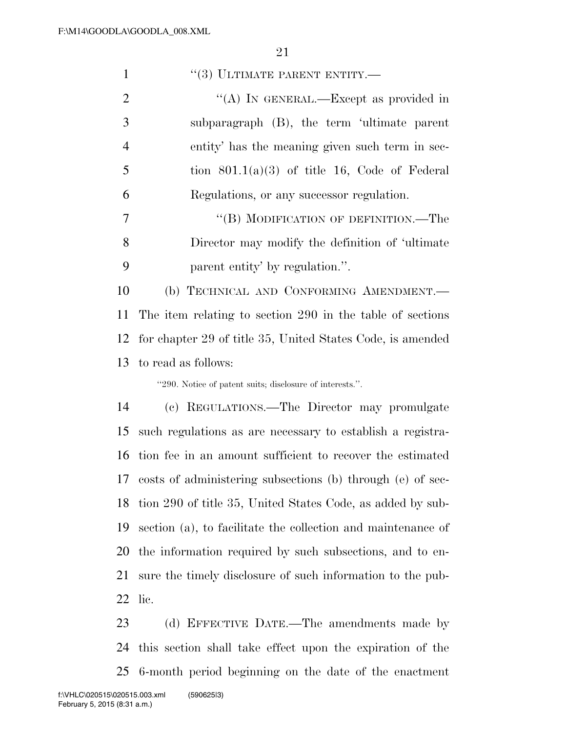"(3) ULTIMATE PARENT ENTITY.—

"(A) IN GENERAL.—Except as provided in subparagraph (B), the term 'ultimate parent entity' has the meaning given such term in section 801.1(a)(3) of title 16, Code of Federal Regulations, or any successor regulation.

"(B) MODIFICATION OF DEFINITION.—The Director may modify the definition of 'ultimate parent entity' by regulation.".

(b) TECHNICAL AND CONFORMING AMENDMENT.—The item relating to section 290 in the table of sections for chapter 29 of title 35, United States Code, is amended to read as follows:

"290. Notice of patent suits; disclosure of interests.".

(c) REGULATIONS.—The Director may promulgate such regulations as are necessary to establish a registration fee in an amount sufficient to recover the estimated costs of administering subsections (b) through (e) of section 290 of title 35, United States Code, as added by subsection (a), to facilitate the collection and maintenance of the information required by such subsections, and to ensure the timely disclosure of such information to the public.

(d) EFFECTIVE DATE.—The amendments made by this section shall take effect upon the expiration of the 6-month period beginning on the date of the enactment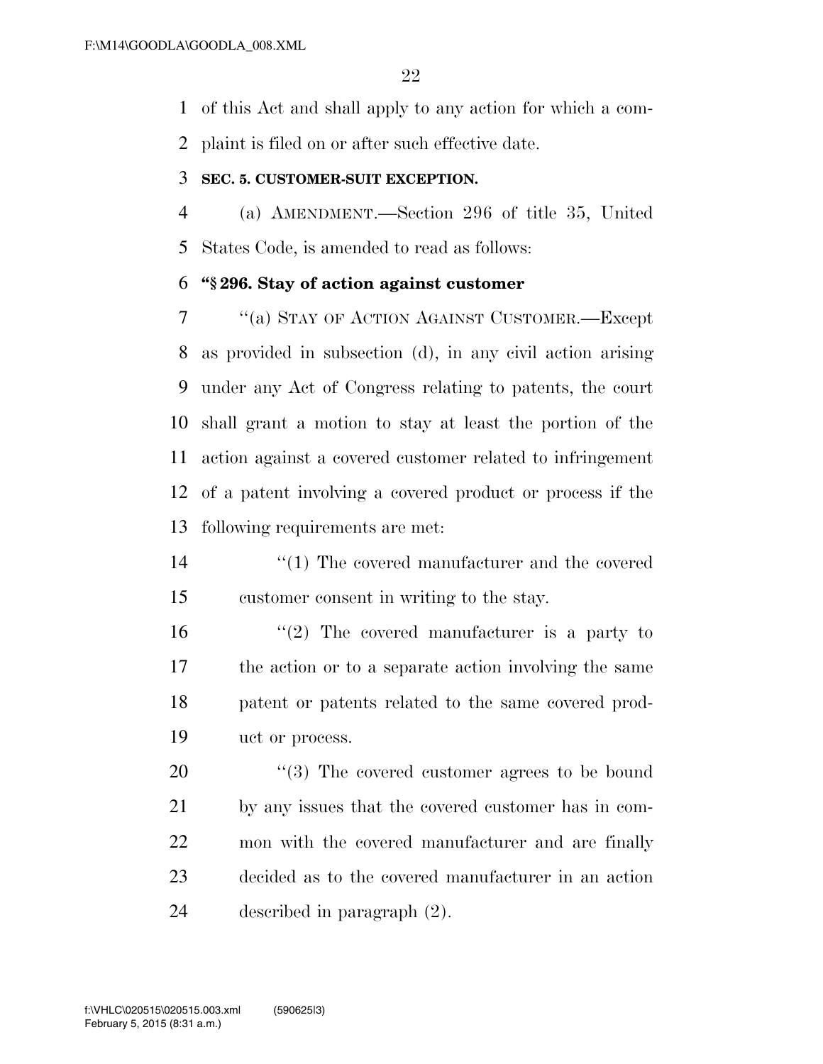of this Act and shall apply to any action for which a complaint is filed on or after such effective date.

**SEC. 5. CUSTOMER-SUIT EXCEPTION.**

(a) AMENDMENT.—Section 296 of title 35, United States Code, is amended to read as follows:

**"§ 296. Stay of action against customer**

"(a) STAY OF ACTION AGAINST CUSTOMER.—Except as provided in subsection (d), in any civil action arising under any Act of Congress relating to patents, the court shall grant a motion to stay at least the portion of the action against a covered customer related to infringement of a patent involving a covered product or process if the following requirements are met:

"(1) The covered manufacturer and the covered customer consent in writing to the stay.

"(2) The covered manufacturer is a party to the action or to a separate action involving the same patent or patents related to the same covered product or process.

"(3) The covered customer agrees to be bound by any issues that the covered customer has in common with the covered manufacturer and are finally decided as to the covered manufacturer in an action described in paragraph (2).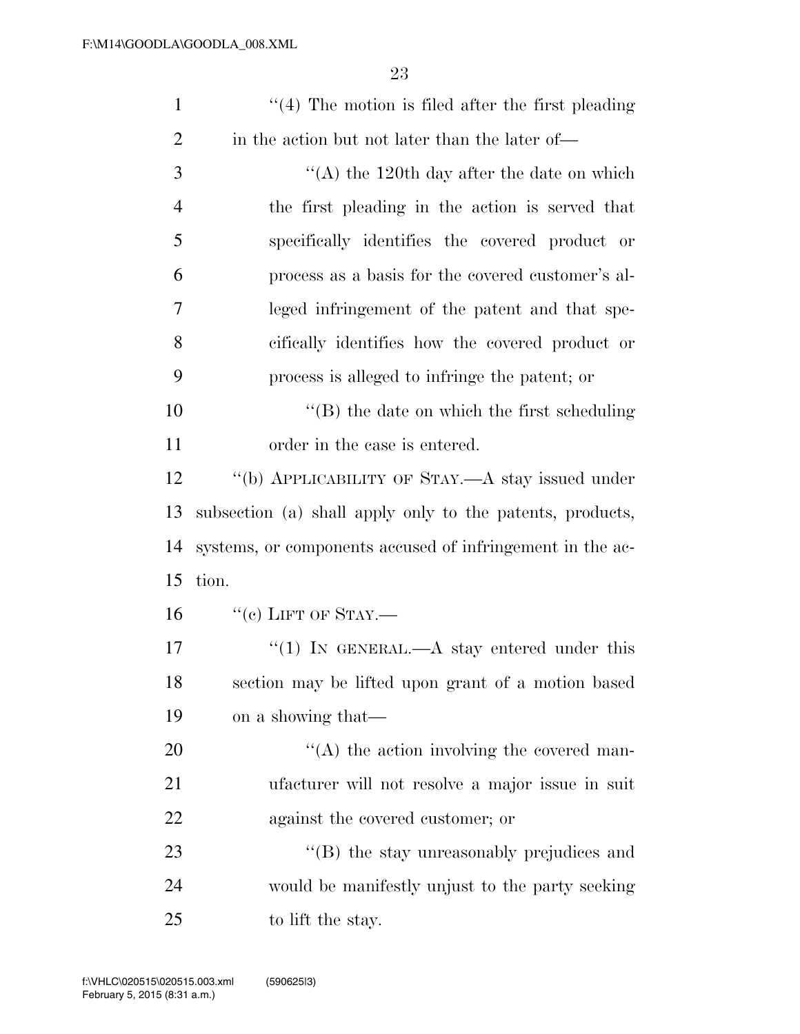''(4) The motion is filed after the first pleading in the action but not later than the later of—

''(A) the 120th day after the date on which the first pleading in the action is served that specifically identifies the covered product or process as a basis for the covered customer's alleged infringement of the patent and that specifically identifies how the covered product or process is alleged to infringe the patent; or

''(B) the date on which the first scheduling order in the case is entered.

''(b) APPLICABILITY OF STAY.—A stay issued under subsection (a) shall apply only to the patents, products, systems, or components accused of infringement in the action.

''(c) LIFT OF STAY.—

''(1) IN GENERAL.—A stay entered under this section may be lifted upon grant of a motion based on a showing that—

''(A) the action involving the covered manufacturer will not resolve a major issue in suit against the covered customer; or

''(B) the stay unreasonably prejudices and would be manifestly unjust to the party seeking to lift the stay.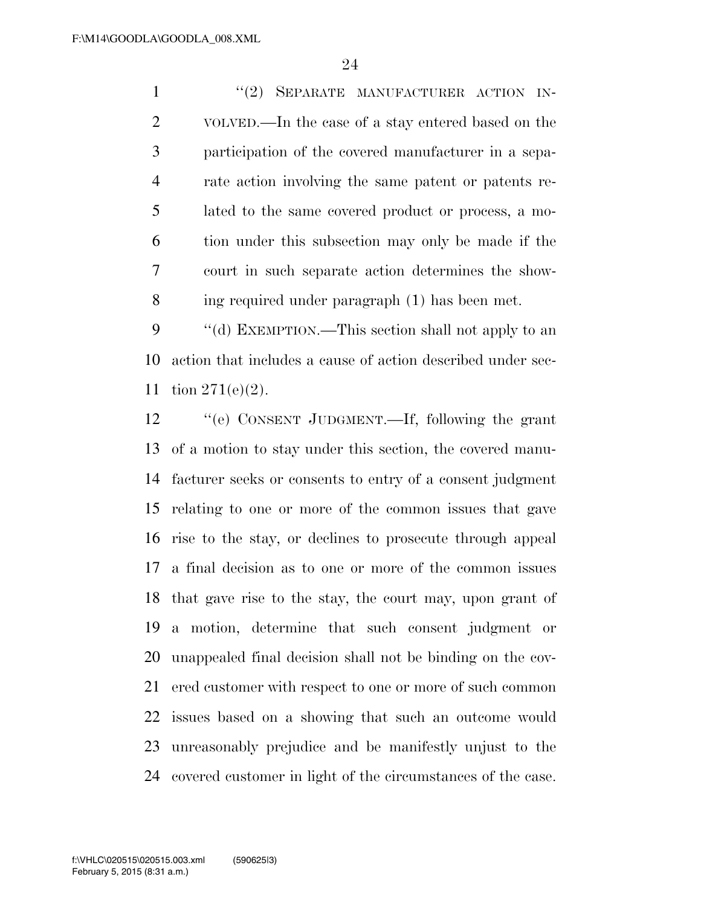"(2) SEPARATE MANUFACTURER ACTION INVOLVED.—In the case of a stay entered based on the participation of the covered manufacturer in a separate action involving the same patent or patents related to the same covered product or process, a motion under this subsection may only be made if the court in such separate action determines the showing required under paragraph (1) has been met.

"(d) EXEMPTION.—This section shall not apply to an action that includes a cause of action described under section 271(e)(2).

"(e) CONSENT JUDGMENT.—If, following the grant of a motion to stay under this section, the covered manufacturer seeks or consents to entry of a consent judgment relating to one or more of the common issues that gave rise to the stay, or declines to prosecute through appeal a final decision as to one or more of the common issues that gave rise to the stay, the court may, upon grant of a motion, determine that such consent judgment or unappealed final decision shall not be binding on the covered customer with respect to one or more of such common issues based on a showing that such an outcome would unreasonably prejudice and be manifestly unjust to the covered customer in light of the circumstances of the case.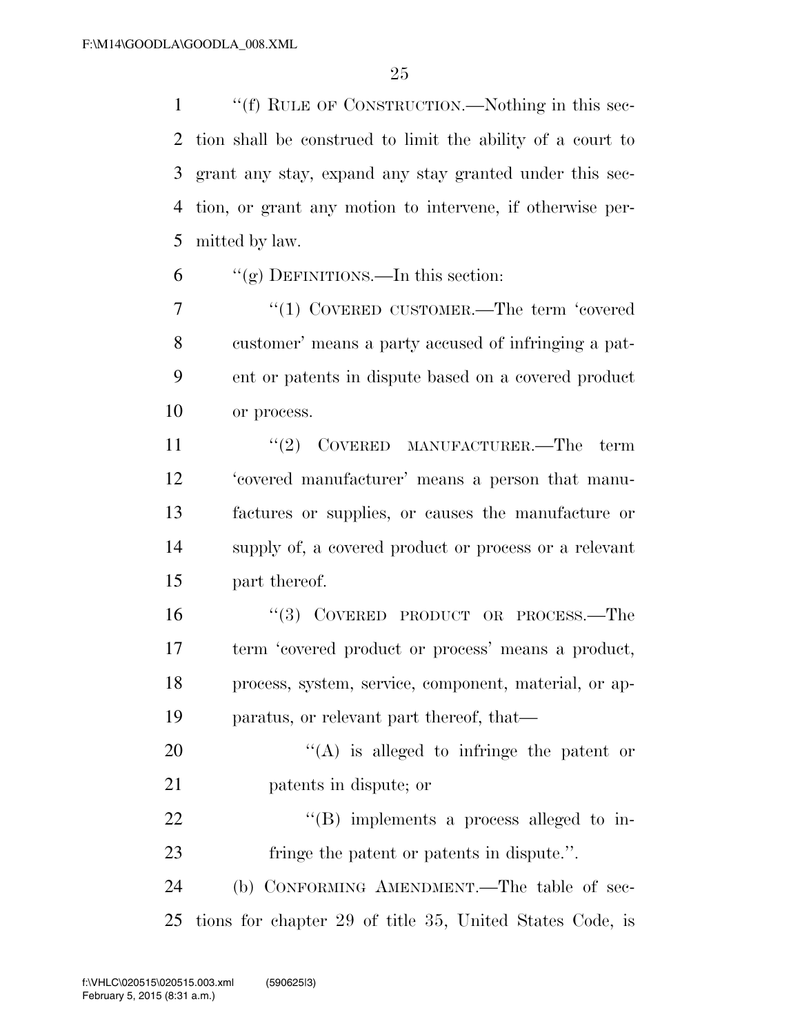''(f) RULE OF CONSTRUCTION.—Nothing in this section shall be construed to limit the ability of a court to grant any stay, expand any stay granted under this section, or grant any motion to intervene, if otherwise permitted by law.

''(g) DEFINITIONS.—In this section:

''(1) COVERED CUSTOMER.—The term 'covered customer' means a party accused of infringing a patent or patents in dispute based on a covered product or process.

''(2) COVERED MANUFACTURER.—The term 'covered manufacturer' means a person that manufactures or supplies, or causes the manufacture or supply of, a covered product or process or a relevant part thereof.

''(3) COVERED PRODUCT OR PROCESS.—The term 'covered product or process' means a product, process, system, service, component, material, or apparatus, or relevant part thereof, that—

''(A) is alleged to infringe the patent or patents in dispute; or

''(B) implements a process alleged to infringe the patent or patents in dispute.''.

(b) CONFORMING AMENDMENT.—The table of sections for chapter 29 of title 35, United States Code, is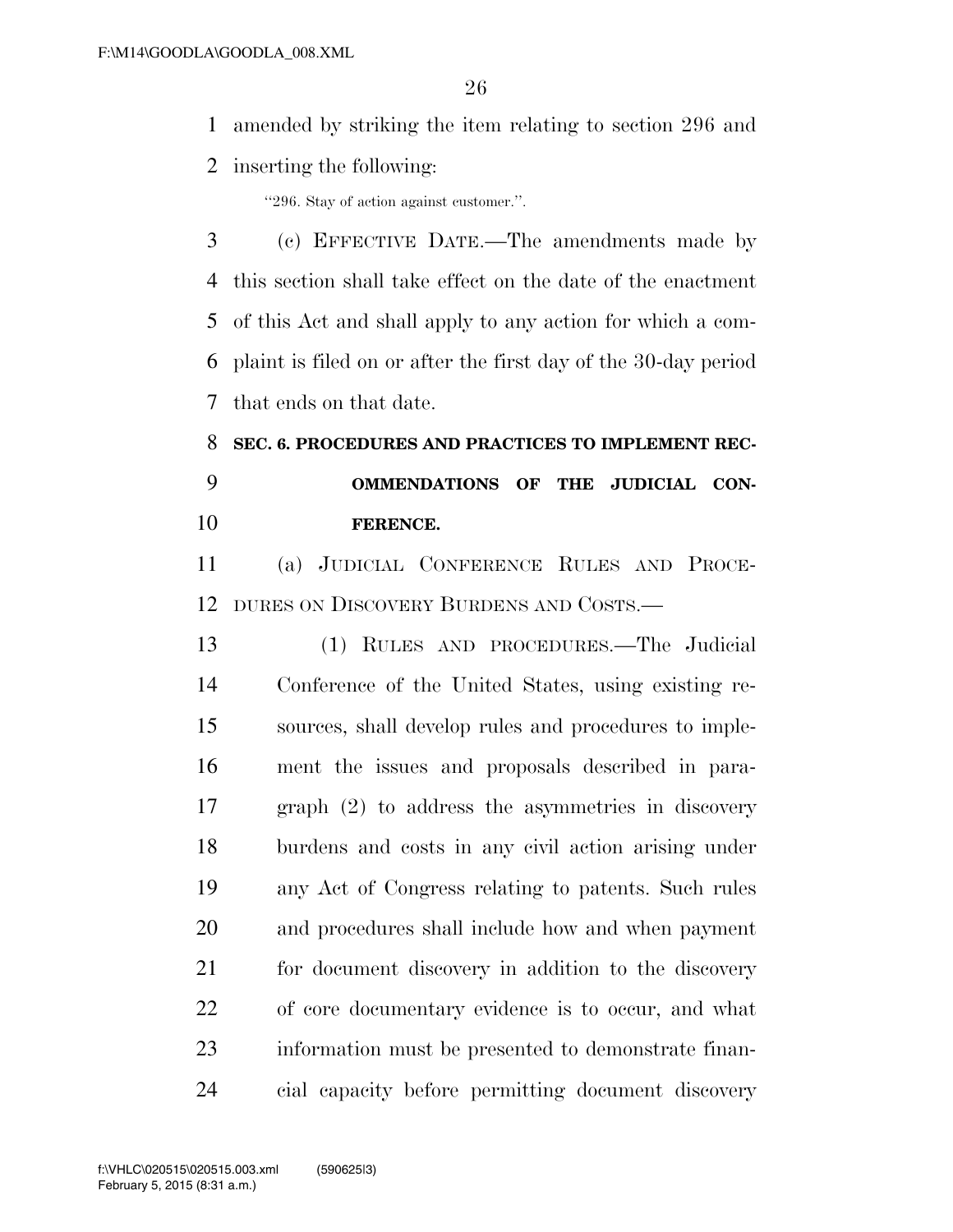amended by striking the item relating to section 296 and inserting the following:

"296. Stay of action against customer.".

(c) EFFECTIVE DATE.—The amendments made by this section shall take effect on the date of the enactment of this Act and shall apply to any action for which a complaint is filed on or after the first day of the 30-day period that ends on that date.

**SEC. 6. PROCEDURES AND PRACTICES TO IMPLEMENT RECOMMENDATIONS OF THE JUDICIAL CONFERENCE.**

(a) JUDICIAL CONFERENCE RULES AND PROCEDURES ON DISCOVERY BURDENS AND COSTS.—

(1) RULES AND PROCEDURES.—The Judicial Conference of the United States, using existing resources, shall develop rules and procedures to implement the issues and proposals described in paragraph (2) to address the asymmetries in discovery burdens and costs in any civil action arising under any Act of Congress relating to patents. Such rules and procedures shall include how and when payment for document discovery in addition to the discovery of core documentary evidence is to occur, and what information must be presented to demonstrate financial capacity before permitting document discovery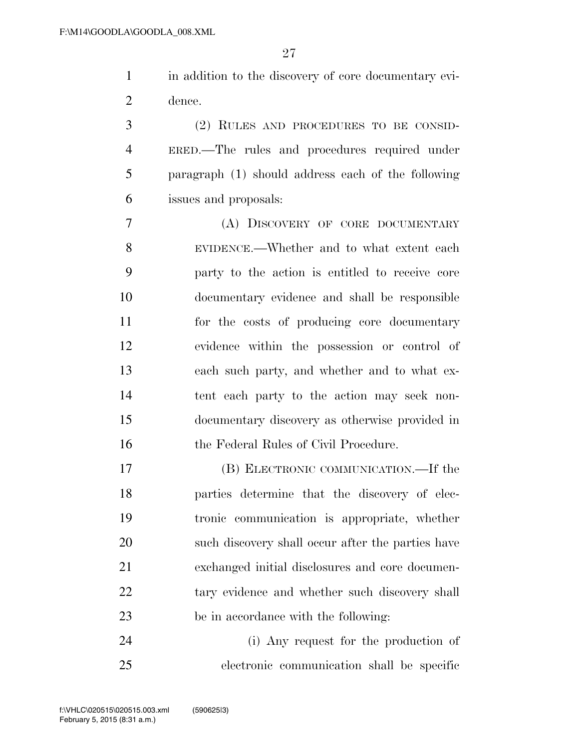in addition to the discovery of core documentary evidence.

(2) RULES AND PROCEDURES TO BE CONSIDERED.—The rules and procedures required under paragraph (1) should address each of the following issues and proposals:

(A) DISCOVERY OF CORE DOCUMENTARY EVIDENCE.—Whether and to what extent each party to the action is entitled to receive core documentary evidence and shall be responsible for the costs of producing core documentary evidence within the possession or control of each such party, and whether and to what extent each party to the action may seek non-documentary discovery as otherwise provided in the Federal Rules of Civil Procedure.

(B) ELECTRONIC COMMUNICATION.—If the parties determine that the discovery of electronic communication is appropriate, whether such discovery shall occur after the parties have exchanged initial disclosures and core documentary evidence and whether such discovery shall be in accordance with the following:

(i) Any request for the production of electronic communication shall be specific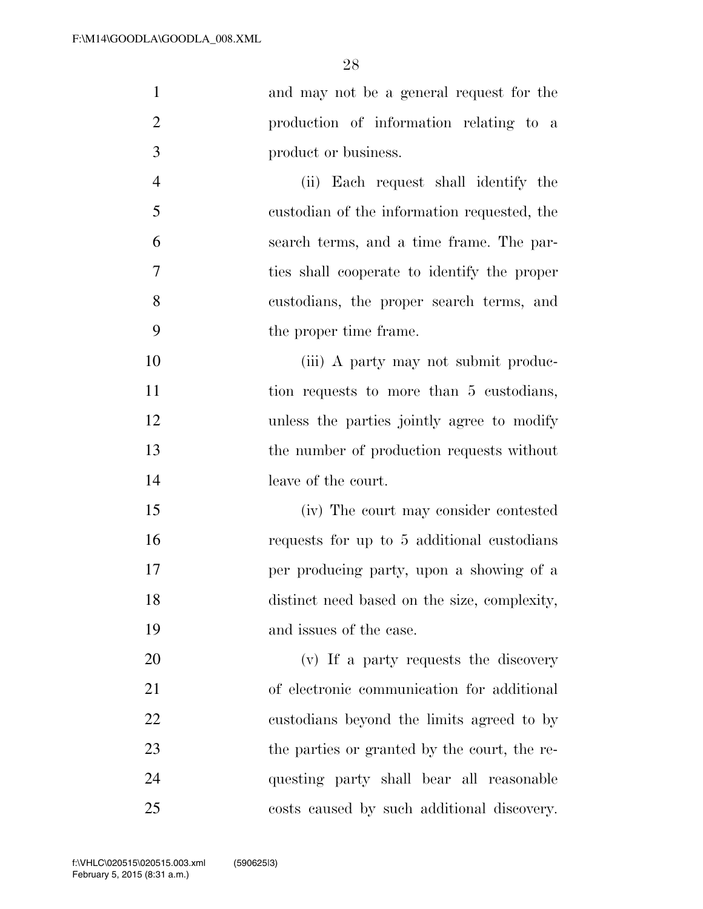and may not be a general request for the production of information relating to a product or business.

(ii) Each request shall identify the custodian of the information requested, the search terms, and a time frame. The parties shall cooperate to identify the proper custodians, the proper search terms, and the proper time frame.

(iii) A party may not submit production requests to more than 5 custodians, unless the parties jointly agree to modify the number of production requests without leave of the court.

(iv) The court may consider contested requests for up to 5 additional custodians per producing party, upon a showing of a distinct need based on the size, complexity, and issues of the case.

(v) If a party requests the discovery of electronic communication for additional custodians beyond the limits agreed to by the parties or granted by the court, the requesting party shall bear all reasonable costs caused by such additional discovery.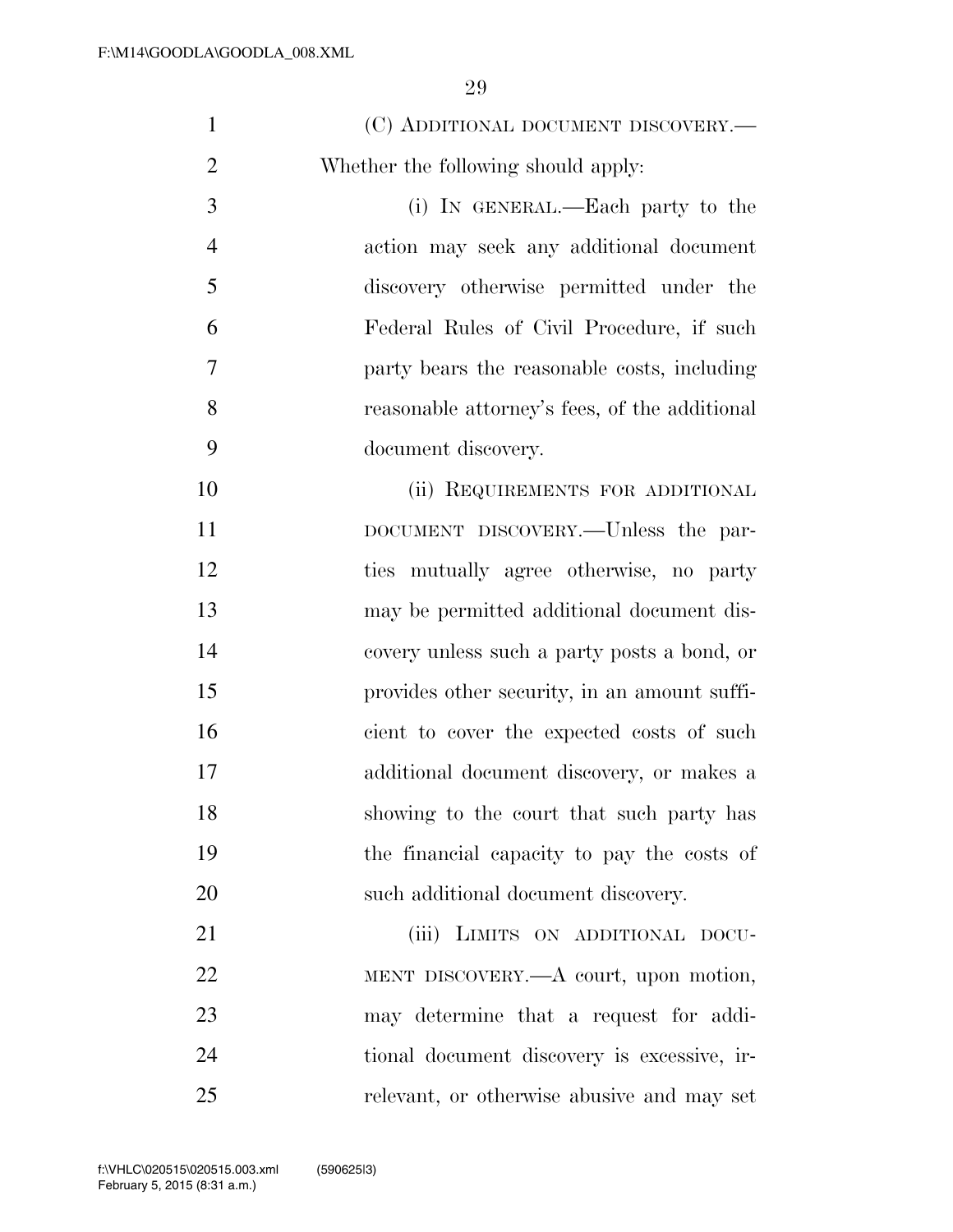(C) ADDITIONAL DOCUMENT DISCOVERY.—Whether the following should apply:

(i) IN GENERAL.—Each party to the action may seek any additional document discovery otherwise permitted under the Federal Rules of Civil Procedure, if such party bears the reasonable costs, including reasonable attorney's fees, of the additional document discovery.

(ii) REQUIREMENTS FOR ADDITIONAL DOCUMENT DISCOVERY.—Unless the parties mutually agree otherwise, no party may be permitted additional document discovery unless such a party posts a bond, or provides other security, in an amount sufficient to cover the expected costs of such additional document discovery, or makes a showing to the court that such party has the financial capacity to pay the costs of such additional document discovery.

(iii) LIMITS ON ADDITIONAL DOCUMENT DISCOVERY.—A court, upon motion, may determine that a request for additional document discovery is excessive, irrelevant, or otherwise abusive and may set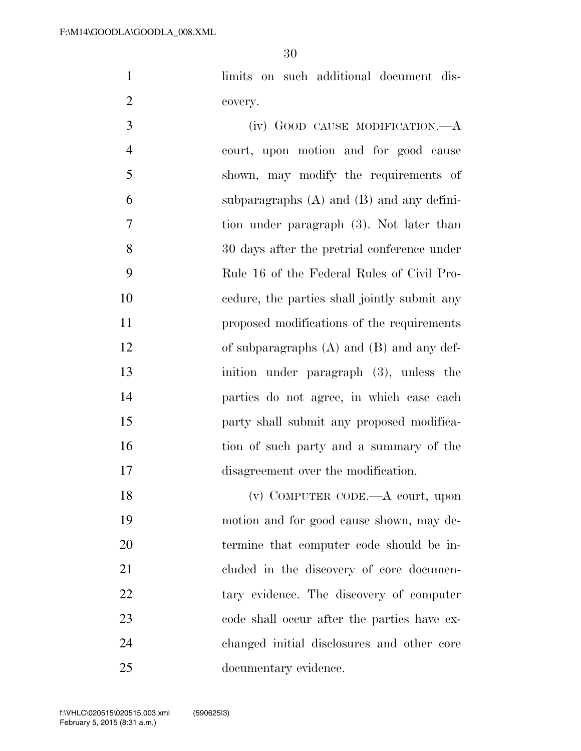limits on such additional document discovery.

(iv) GOOD CAUSE MODIFICATION.—A court, upon motion and for good cause shown, may modify the requirements of subparagraphs (A) and (B) and any definition under paragraph (3). Not later than 30 days after the pretrial conference under Rule 16 of the Federal Rules of Civil Procedure, the parties shall jointly submit any proposed modifications of the requirements of subparagraphs (A) and (B) and any definition under paragraph (3), unless the parties do not agree, in which case each party shall submit any proposed modification of such party and a summary of the disagreement over the modification.

(v) COMPUTER CODE.—A court, upon motion and for good cause shown, may determine that computer code should be included in the discovery of core documentary evidence. The discovery of computer code shall occur after the parties have exchanged initial disclosures and other core documentary evidence.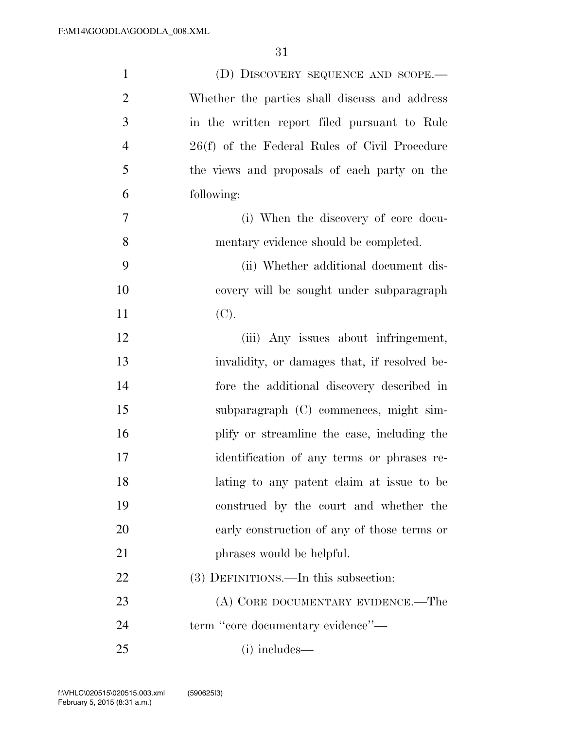(D) Discovery sequence and scope.—Whether the parties shall discuss and address in the written report filed pursuant to Rule 26(f) of the Federal Rules of Civil Procedure the views and proposals of each party on the following:

(i) When the discovery of core documentary evidence should be completed.

(ii) Whether additional document discovery will be sought under subparagraph (C).

(iii) Any issues about infringement, invalidity, or damages that, if resolved before the additional discovery described in subparagraph (C) commences, might simplify or streamline the case, including the identification of any terms or phrases relating to any patent claim at issue to be construed by the court and whether the early construction of any of those terms or phrases would be helpful.

(3) Definitions.—In this subsection:

(A) Core documentary evidence.—The term "core documentary evidence"—

(i) includes—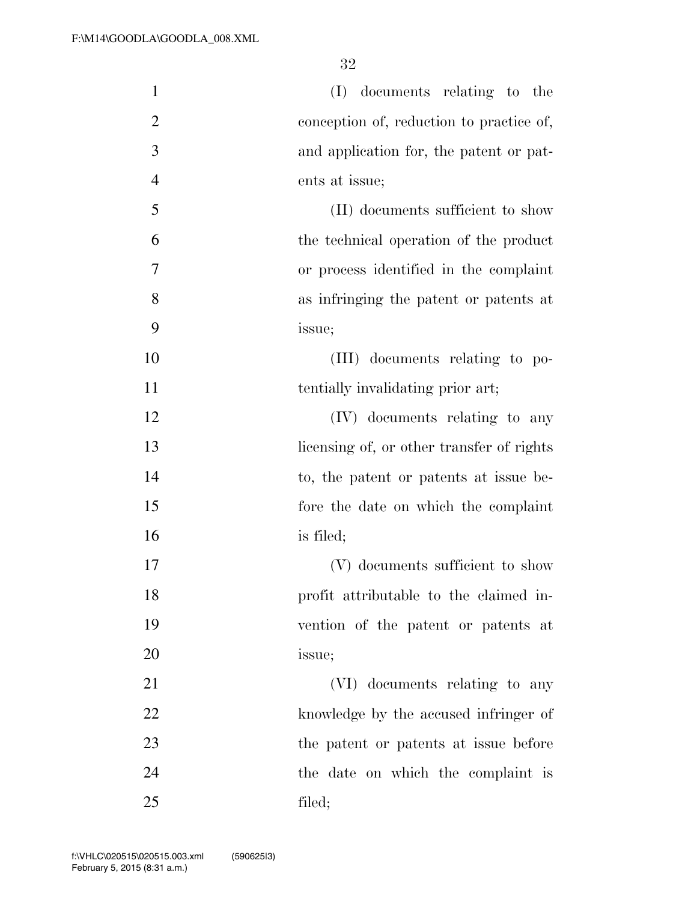(I) documents relating to the conception of, reduction to practice of, and application for, the patent or patents at issue;

(II) documents sufficient to show the technical operation of the product or process identified in the complaint as infringing the patent or patents at issue;

(III) documents relating to potentially invalidating prior art;

(IV) documents relating to any licensing of, or other transfer of rights to, the patent or patents at issue before the date on which the complaint is filed;

(V) documents sufficient to show profit attributable to the claimed invention of the patent or patents at issue;

(VI) documents relating to any knowledge by the accused infringer of the patent or patents at issue before the date on which the complaint is filed;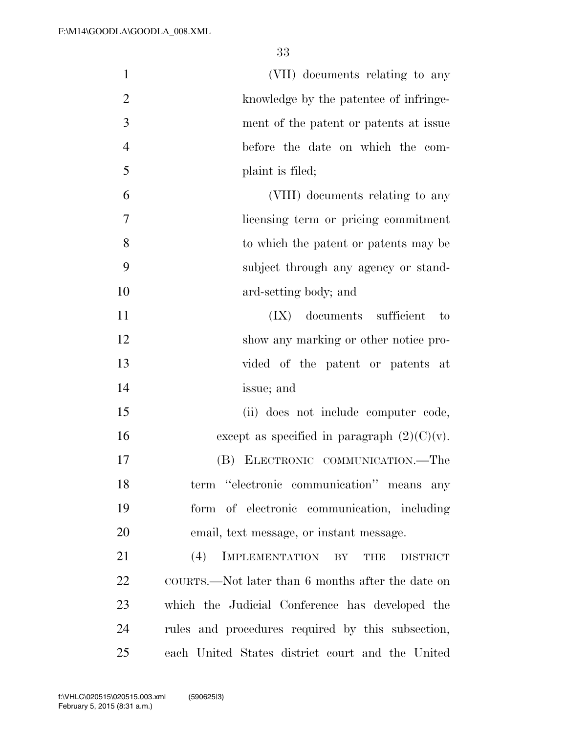(VII) documents relating to any knowledge by the patentee of infringement of the patent or patents at issue before the date on which the complaint is filed;

(VIII) documents relating to any licensing term or pricing commitment to which the patent or patents may be subject through any agency or standard-setting body; and

(IX) documents sufficient to show any marking or other notice provided of the patent or patents at issue; and

(ii) does not include computer code, except as specified in paragraph (2)(C)(v).

(B) ELECTRONIC COMMUNICATION.—The term "electronic communication" means any form of electronic communication, including email, text message, or instant message.

(4) IMPLEMENTATION BY THE DISTRICT COURTS.—Not later than 6 months after the date on which the Judicial Conference has developed the rules and procedures required by this subsection, each United States district court and the United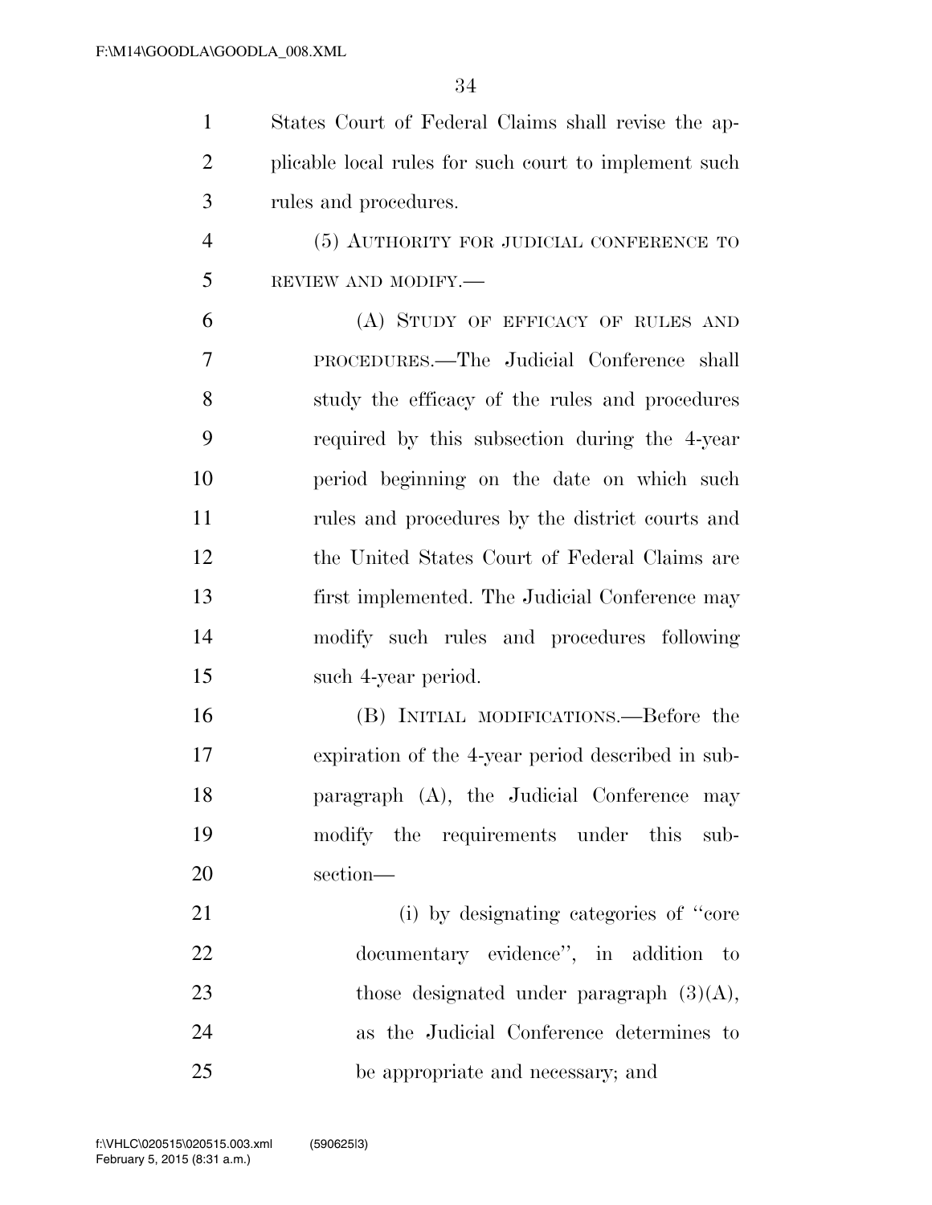States Court of Federal Claims shall revise the applicable local rules for such court to implement such rules and procedures.

(5) AUTHORITY FOR JUDICIAL CONFERENCE TO REVIEW AND MODIFY.—

(A) STUDY OF EFFICACY OF RULES AND PROCEDURES.—The Judicial Conference shall study the efficacy of the rules and procedures required by this subsection during the 4-year period beginning on the date on which such rules and procedures by the district courts and the United States Court of Federal Claims are first implemented. The Judicial Conference may modify such rules and procedures following such 4-year period.

(B) INITIAL MODIFICATIONS.—Before the expiration of the 4-year period described in subparagraph (A), the Judicial Conference may modify the requirements under this subsection—

(i) by designating categories of "core documentary evidence", in addition to those designated under paragraph (3)(A), as the Judicial Conference determines to be appropriate and necessary; and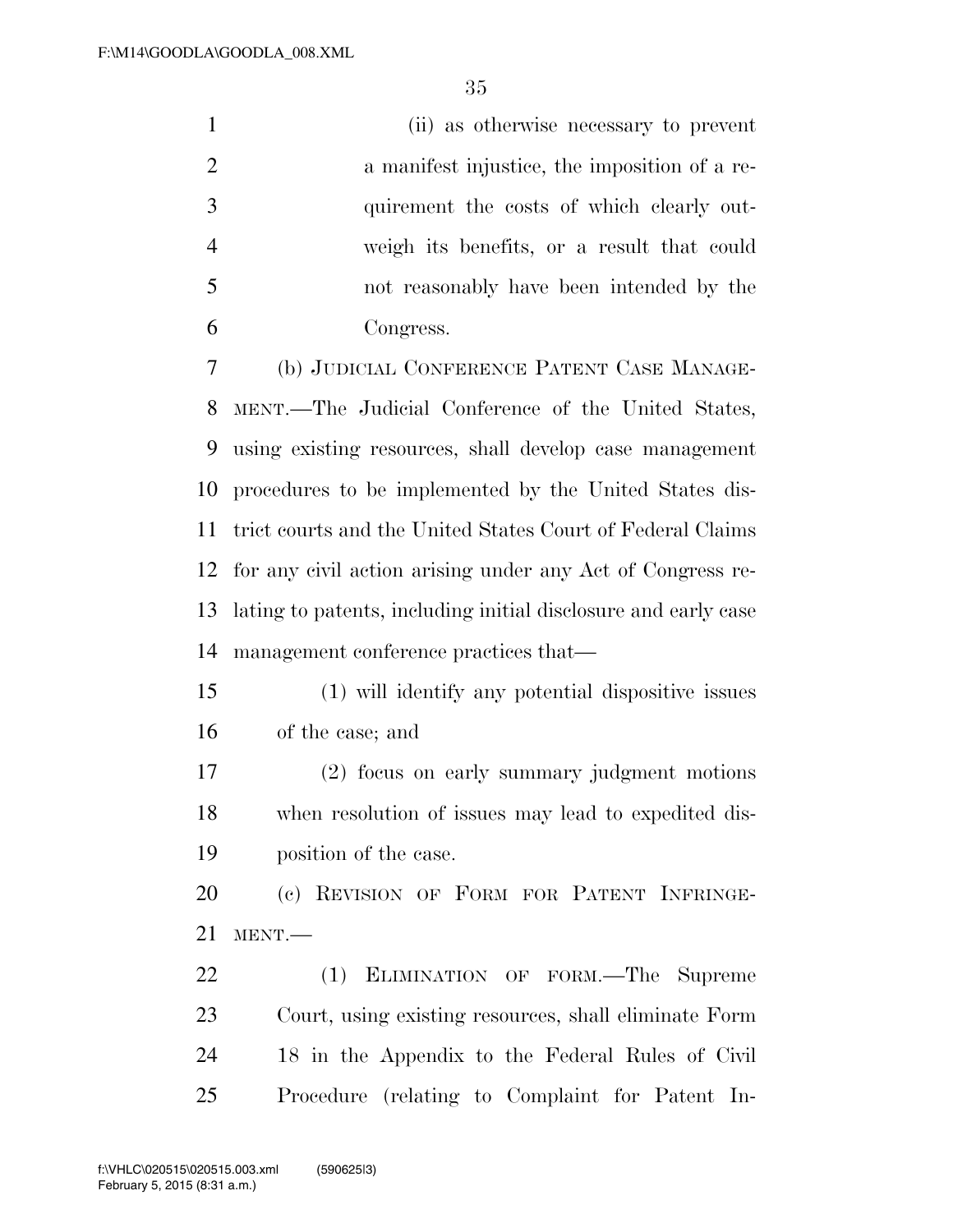(ii) as otherwise necessary to prevent a manifest injustice, the imposition of a requirement the costs of which clearly outweigh its benefits, or a result that could not reasonably have been intended by the Congress.

(b) JUDICIAL CONFERENCE PATENT CASE MANAGEMENT.—The Judicial Conference of the United States, using existing resources, shall develop case management procedures to be implemented by the United States district courts and the United States Court of Federal Claims for any civil action arising under any Act of Congress relating to patents, including initial disclosure and early case management conference practices that—

(1) will identify any potential dispositive issues of the case; and

(2) focus on early summary judgment motions when resolution of issues may lead to expedited disposition of the case.

(c) REVISION OF FORM FOR PATENT INFRINGEMENT.—

(1) ELIMINATION OF FORM.—The Supreme Court, using existing resources, shall eliminate Form 18 in the Appendix to the Federal Rules of Civil Procedure (relating to Complaint for Patent In-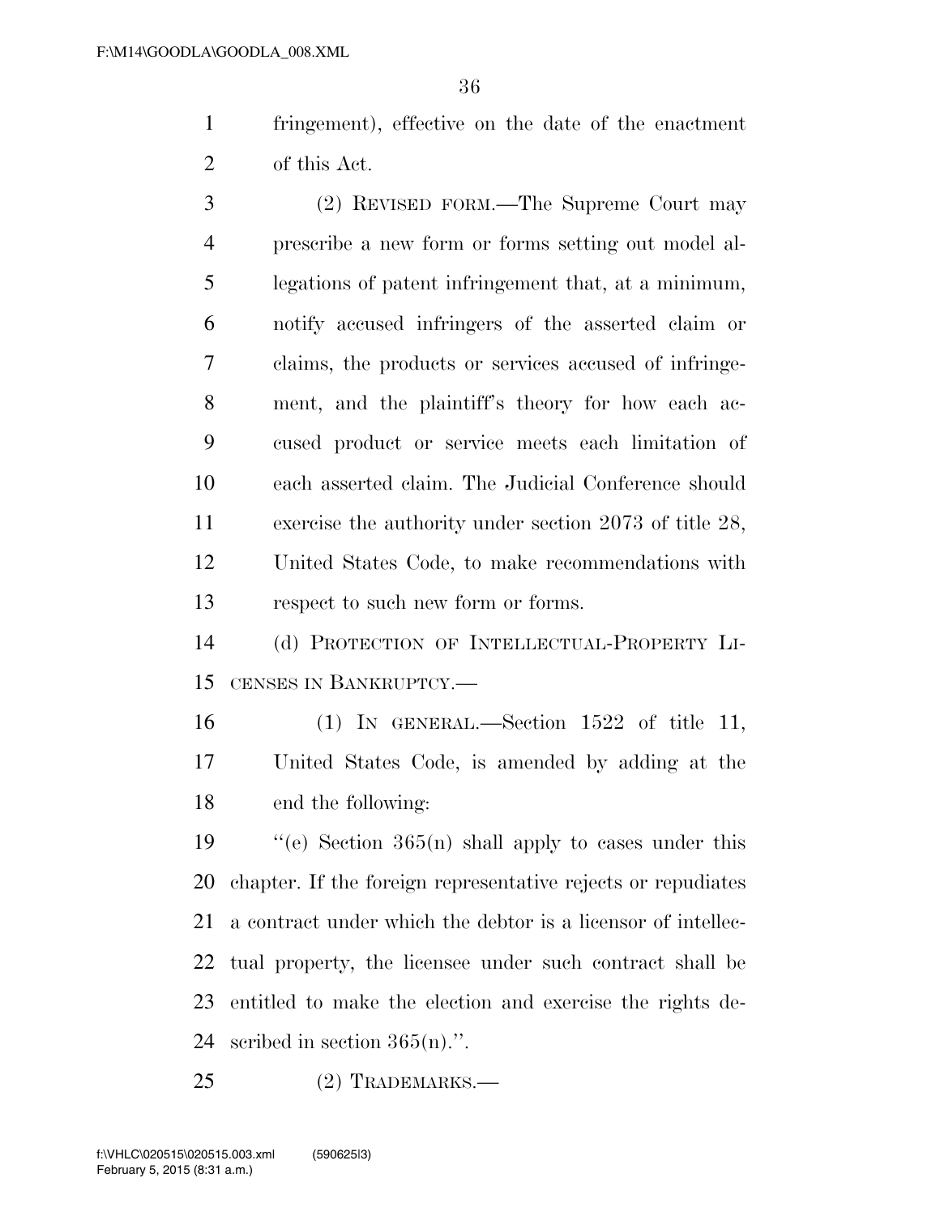fringement), effective on the date of the enactment of this Act.

(2) REVISED FORM.—The Supreme Court may prescribe a new form or forms setting out model allegations of patent infringement that, at a minimum, notify accused infringers of the asserted claim or claims, the products or services accused of infringement, and the plaintiff's theory for how each accused product or service meets each limitation of each asserted claim. The Judicial Conference should exercise the authority under section 2073 of title 28, United States Code, to make recommendations with respect to such new form or forms.

(d) PROTECTION OF INTELLECTUAL-PROPERTY LICENSES IN BANKRUPTCY.—

(1) IN GENERAL.—Section 1522 of title 11, United States Code, is amended by adding at the end the following:

"(e) Section 365(n) shall apply to cases under this chapter. If the foreign representative rejects or repudiates a contract under which the debtor is a licensor of intellectual property, the licensee under such contract shall be entitled to make the election and exercise the rights described in section 365(n).".

(2) TRADEMARKS.—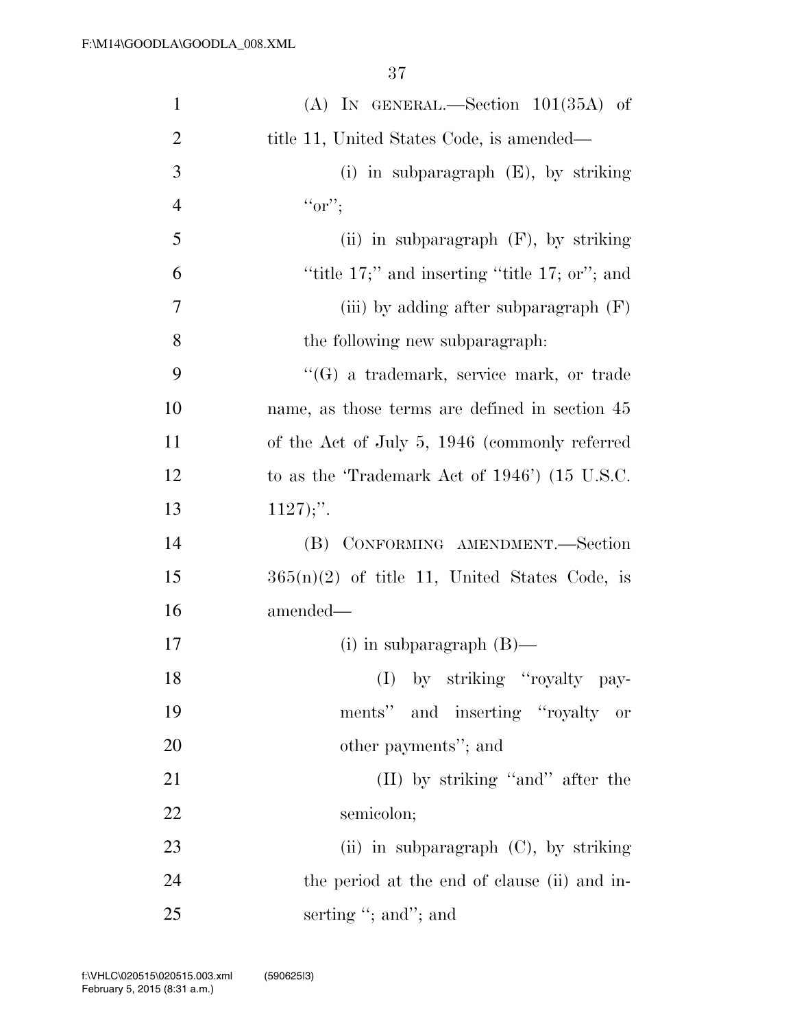(A) IN GENERAL.—Section 101(35A) of title 11, United States Code, is amended—

(i) in subparagraph (E), by striking "or";

(ii) in subparagraph (F), by striking "title 17;" and inserting "title 17; or"; and

(iii) by adding after subparagraph (F) the following new subparagraph:

"(G) a trademark, service mark, or trade name, as those terms are defined in section 45 of the Act of July 5, 1946 (commonly referred to as the 'Trademark Act of 1946') (15 U.S.C. 1127);".

(B) CONFORMING AMENDMENT.—Section 365(n)(2) of title 11, United States Code, is amended—

(i) in subparagraph (B)—

(I) by striking "royalty payments" and inserting "royalty or other payments"; and

(II) by striking "and" after the semicolon;

(ii) in subparagraph (C), by striking the period at the end of clause (ii) and inserting "; and"; and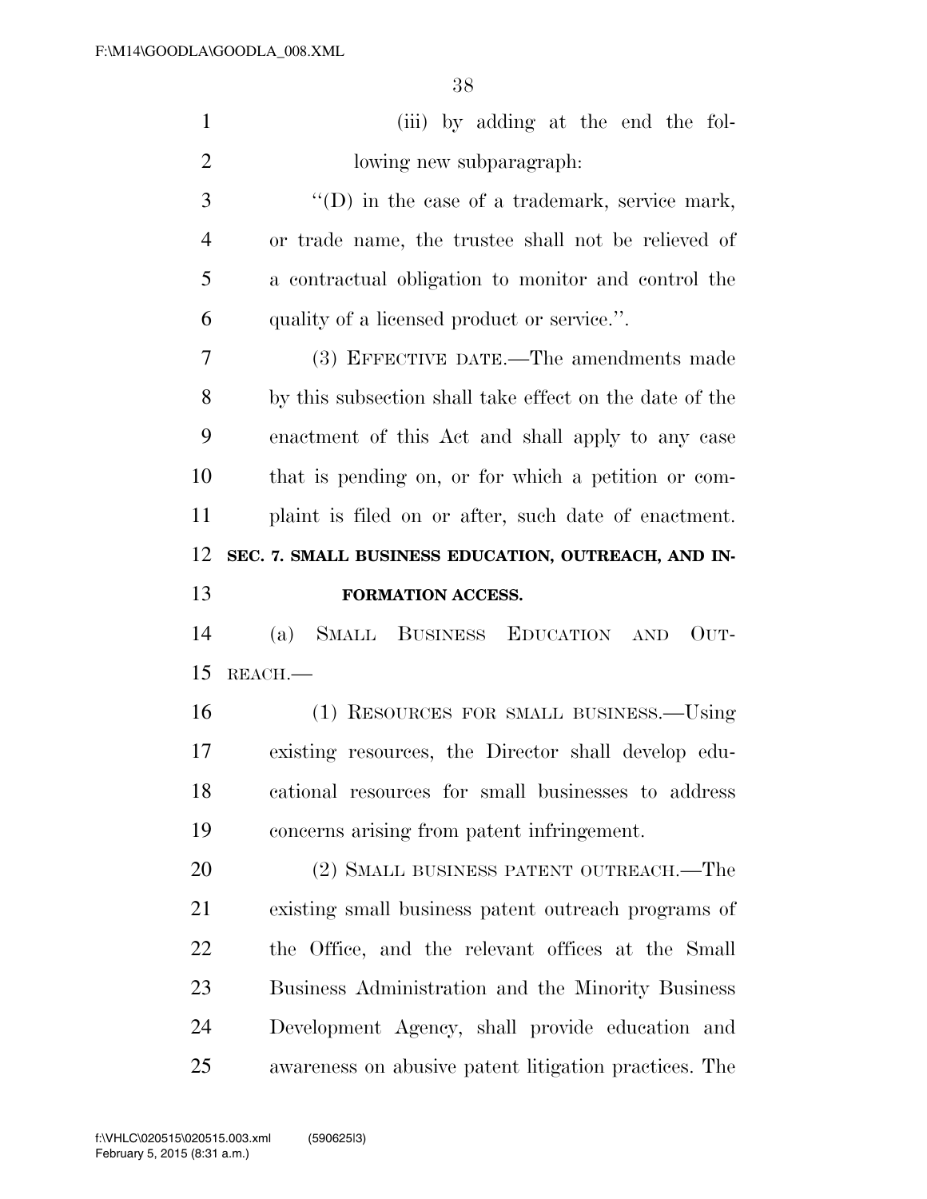(iii) by adding at the end the following new subparagraph:

"(D) in the case of a trademark, service mark, or trade name, the trustee shall not be relieved of a contractual obligation to monitor and control the quality of a licensed product or service.".

(3) EFFECTIVE DATE.—The amendments made by this subsection shall take effect on the date of the enactment of this Act and shall apply to any case that is pending on, or for which a petition or complaint is filed on or after, such date of enactment.

**SEC. 7. SMALL BUSINESS EDUCATION, OUTREACH, AND INFORMATION ACCESS.**

(a) SMALL BUSINESS EDUCATION AND OUTREACH.—

(1) RESOURCES FOR SMALL BUSINESS.—Using existing resources, the Director shall develop educational resources for small businesses to address concerns arising from patent infringement.

(2) SMALL BUSINESS PATENT OUTREACH.—The existing small business patent outreach programs of the Office, and the relevant offices at the Small Business Administration and the Minority Business Development Agency, shall provide education and awareness on abusive patent litigation practices. The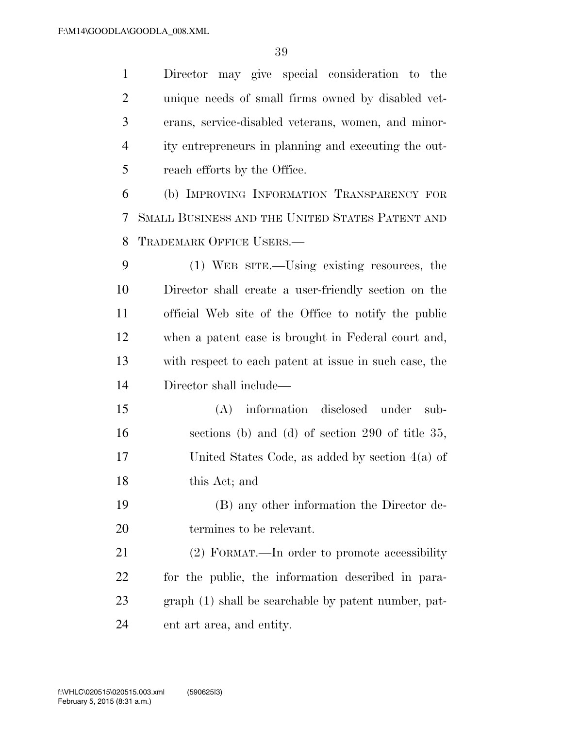Director may give special consideration to the unique needs of small firms owned by disabled veterans, service-disabled veterans, women, and minority entrepreneurs in planning and executing the outreach efforts by the Office.

(b) IMPROVING INFORMATION TRANSPARENCY FOR SMALL BUSINESS AND THE UNITED STATES PATENT AND TRADEMARK OFFICE USERS.—

(1) WEB SITE.—Using existing resources, the Director shall create a user-friendly section on the official Web site of the Office to notify the public when a patent case is brought in Federal court and, with respect to each patent at issue in such case, the Director shall include—

(A) information disclosed under subsections (b) and (d) of section 290 of title 35, United States Code, as added by section 4(a) of this Act; and

(B) any other information the Director determines to be relevant.

(2) FORMAT.—In order to promote accessibility for the public, the information described in paragraph (1) shall be searchable by patent number, patent art area, and entity.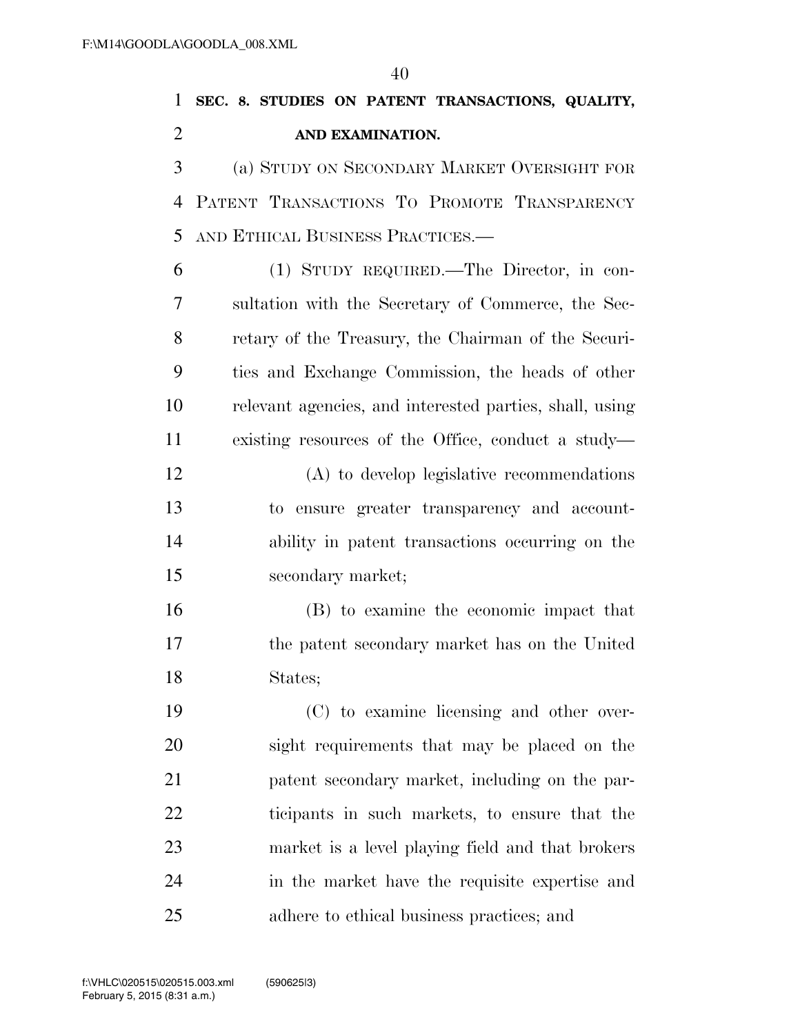## SEC. 8. STUDIES ON PATENT TRANSACTIONS, QUALITY, AND EXAMINATION.

(a) STUDY ON SECONDARY MARKET OVERSIGHT FOR PATENT TRANSACTIONS TO PROMOTE TRANSPARENCY AND ETHICAL BUSINESS PRACTICES.—

(1) STUDY REQUIRED.—The Director, in consultation with the Secretary of Commerce, the Secretary of the Treasury, the Chairman of the Securities and Exchange Commission, the heads of other relevant agencies, and interested parties, shall, using existing resources of the Office, conduct a study—

(A) to develop legislative recommendations to ensure greater transparency and accountability in patent transactions occurring on the secondary market;

(B) to examine the economic impact that the patent secondary market has on the United States;

(C) to examine licensing and other oversight requirements that may be placed on the patent secondary market, including on the participants in such markets, to ensure that the market is a level playing field and that brokers in the market have the requisite expertise and adhere to ethical business practices; and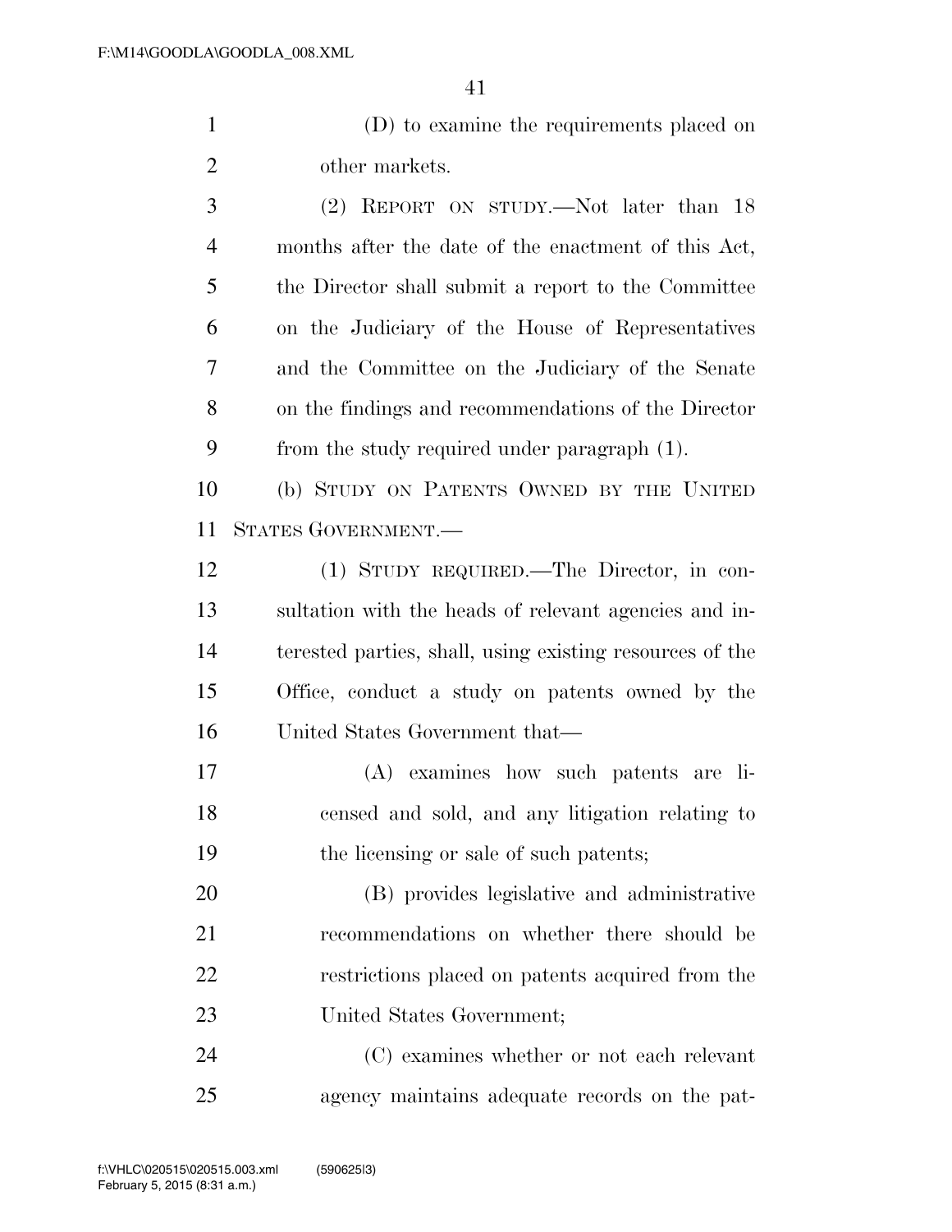(D) to examine the requirements placed on other markets.

(2) REPORT ON STUDY.—Not later than 18 months after the date of the enactment of this Act, the Director shall submit a report to the Committee on the Judiciary of the House of Representatives and the Committee on the Judiciary of the Senate on the findings and recommendations of the Director from the study required under paragraph (1).

(b) STUDY ON PATENTS OWNED BY THE UNITED STATES GOVERNMENT.—

(1) STUDY REQUIRED.—The Director, in consultation with the heads of relevant agencies and interested parties, shall, using existing resources of the Office, conduct a study on patents owned by the United States Government that—

(A) examines how such patents are licensed and sold, and any litigation relating to the licensing or sale of such patents;

(B) provides legislative and administrative recommendations on whether there should be restrictions placed on patents acquired from the United States Government;

(C) examines whether or not each relevant agency maintains adequate records on the pat-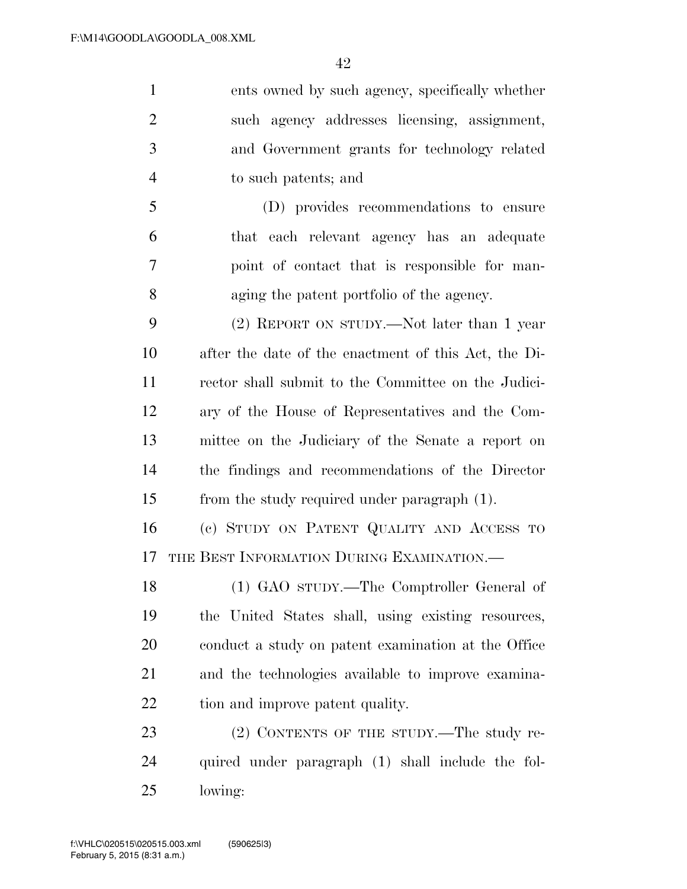ents owned by such agency, specifically whether such agency addresses licensing, assignment, and Government grants for technology related to such patents; and

(D) provides recommendations to ensure that each relevant agency has an adequate point of contact that is responsible for managing the patent portfolio of the agency.

(2) REPORT ON STUDY.—Not later than 1 year after the date of the enactment of this Act, the Director shall submit to the Committee on the Judiciary of the House of Representatives and the Committee on the Judiciary of the Senate a report on the findings and recommendations of the Director from the study required under paragraph (1).

(c) STUDY ON PATENT QUALITY AND ACCESS TO THE BEST INFORMATION DURING EXAMINATION.—

(1) GAO STUDY.—The Comptroller General of the United States shall, using existing resources, conduct a study on patent examination at the Office and the technologies available to improve examination and improve patent quality.

(2) CONTENTS OF THE STUDY.—The study required under paragraph (1) shall include the following: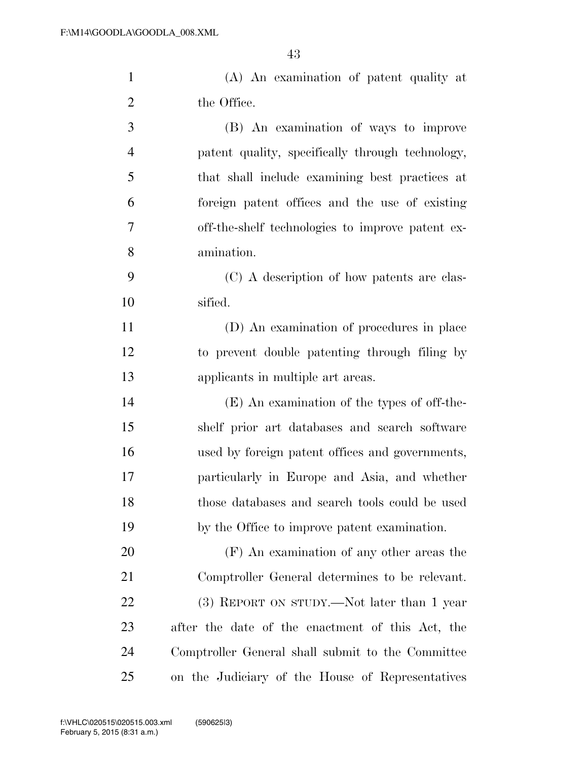(A) An examination of patent quality at the Office.

(B) An examination of ways to improve patent quality, specifically through technology, that shall include examining best practices at foreign patent offices and the use of existing off-the-shelf technologies to improve patent examination.

(C) A description of how patents are classified.

(D) An examination of procedures in place to prevent double patenting through filing by applicants in multiple art areas.

(E) An examination of the types of off-the-shelf prior art databases and search software used by foreign patent offices and governments, particularly in Europe and Asia, and whether those databases and search tools could be used by the Office to improve patent examination.

(F) An examination of any other areas the Comptroller General determines to be relevant.

(3) REPORT ON STUDY.—Not later than 1 year after the date of the enactment of this Act, the Comptroller General shall submit to the Committee on the Judiciary of the House of Representatives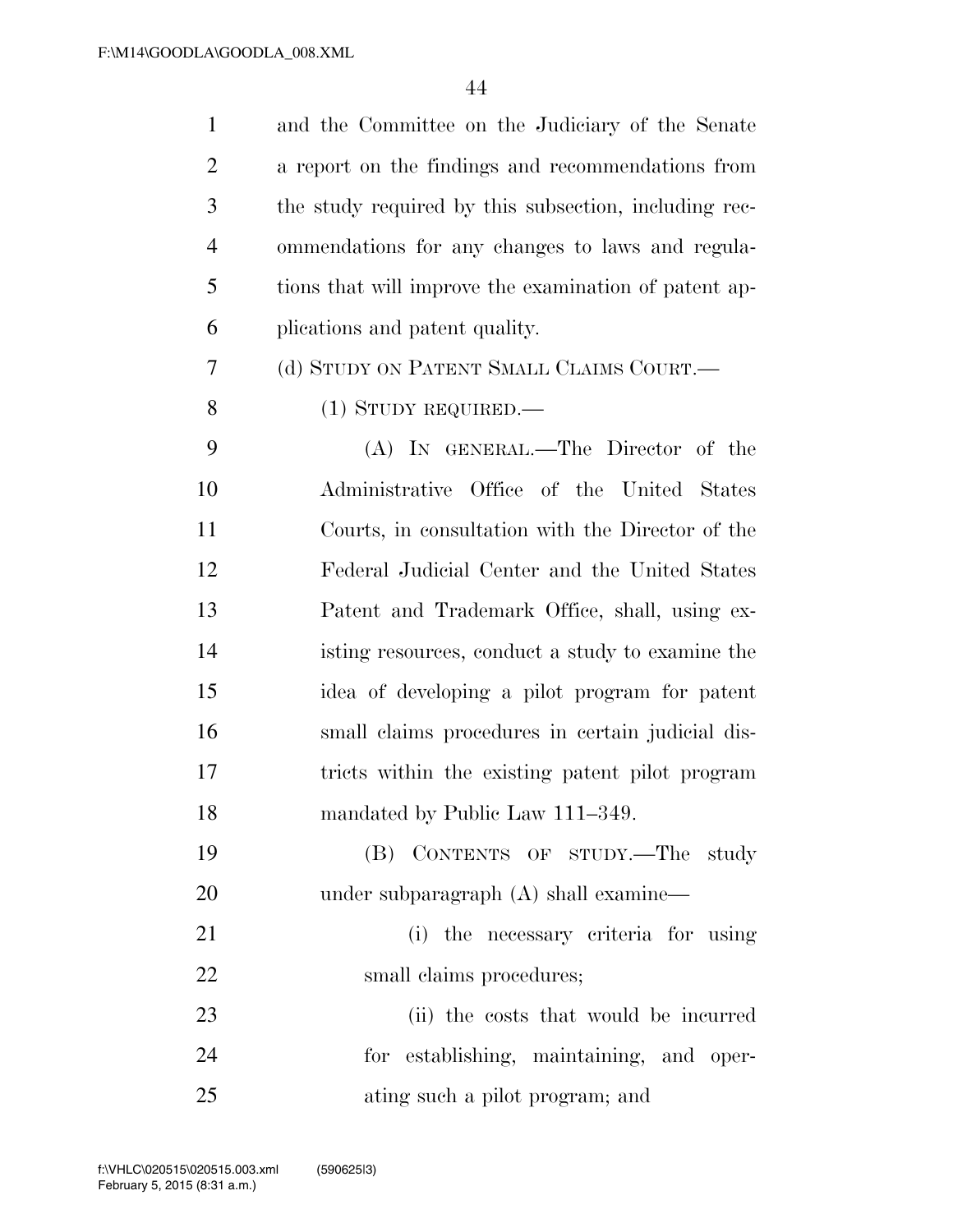and the Committee on the Judiciary of the Senate a report on the findings and recommendations from the study required by this subsection, including recommendations for any changes to laws and regulations that will improve the examination of patent applications and patent quality.

(d) STUDY ON PATENT SMALL CLAIMS COURT.—

(1) STUDY REQUIRED.—

(A) IN GENERAL.—The Director of the Administrative Office of the United States Courts, in consultation with the Director of the Federal Judicial Center and the United States Patent and Trademark Office, shall, using existing resources, conduct a study to examine the idea of developing a pilot program for patent small claims procedures in certain judicial districts within the existing patent pilot program mandated by Public Law 111–349.

(B) CONTENTS OF STUDY.—The study under subparagraph (A) shall examine—

(i) the necessary criteria for using small claims procedures;

(ii) the costs that would be incurred for establishing, maintaining, and operating such a pilot program; and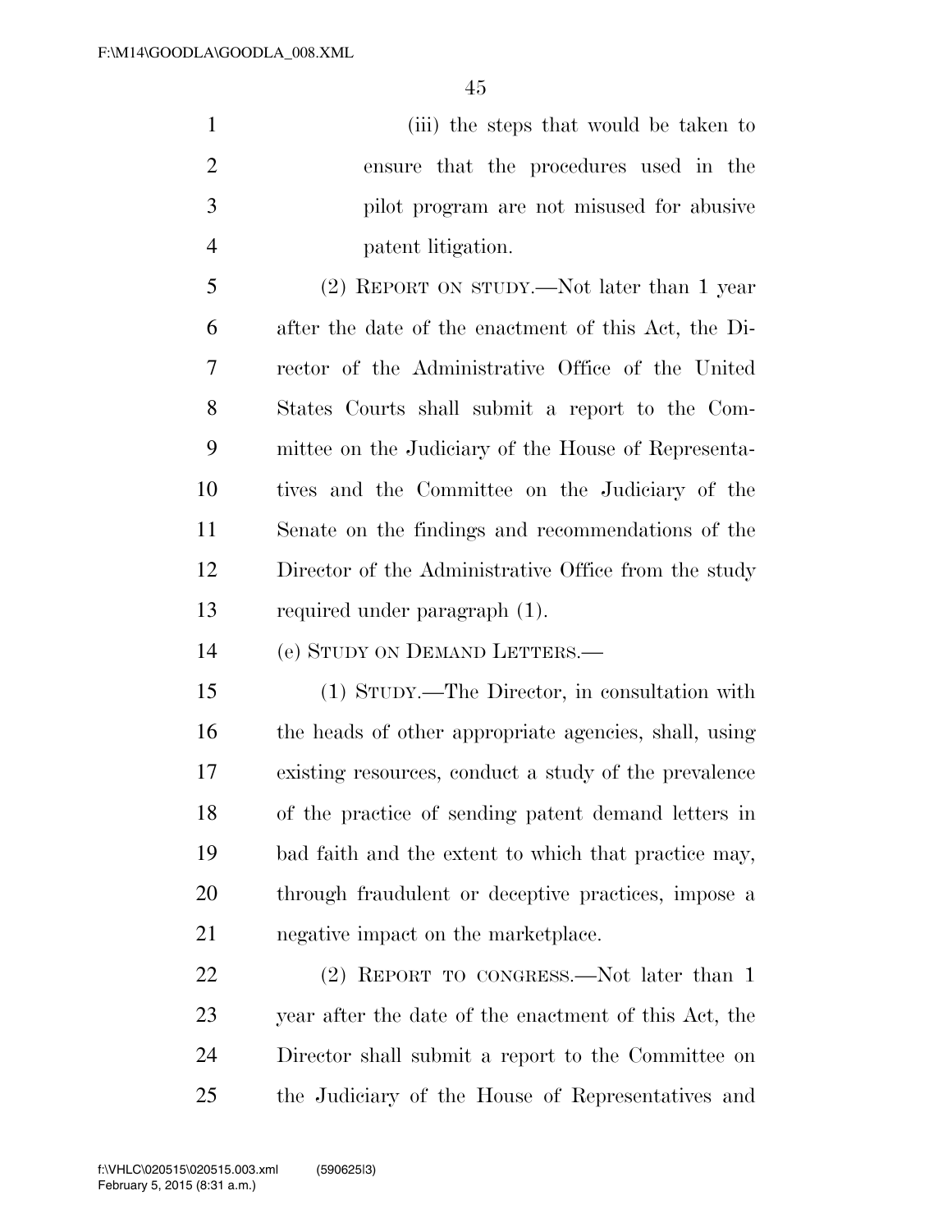(iii) the steps that would be taken to ensure that the procedures used in the pilot program are not misused for abusive patent litigation.

(2) REPORT ON STUDY.—Not later than 1 year after the date of the enactment of this Act, the Director of the Administrative Office of the United States Courts shall submit a report to the Committee on the Judiciary of the House of Representatives and the Committee on the Judiciary of the Senate on the findings and recommendations of the Director of the Administrative Office from the study required under paragraph (1).

(e) STUDY ON DEMAND LETTERS.—

(1) STUDY.—The Director, in consultation with the heads of other appropriate agencies, shall, using existing resources, conduct a study of the prevalence of the practice of sending patent demand letters in bad faith and the extent to which that practice may, through fraudulent or deceptive practices, impose a negative impact on the marketplace.

(2) REPORT TO CONGRESS.—Not later than 1 year after the date of the enactment of this Act, the Director shall submit a report to the Committee on the Judiciary of the House of Representatives and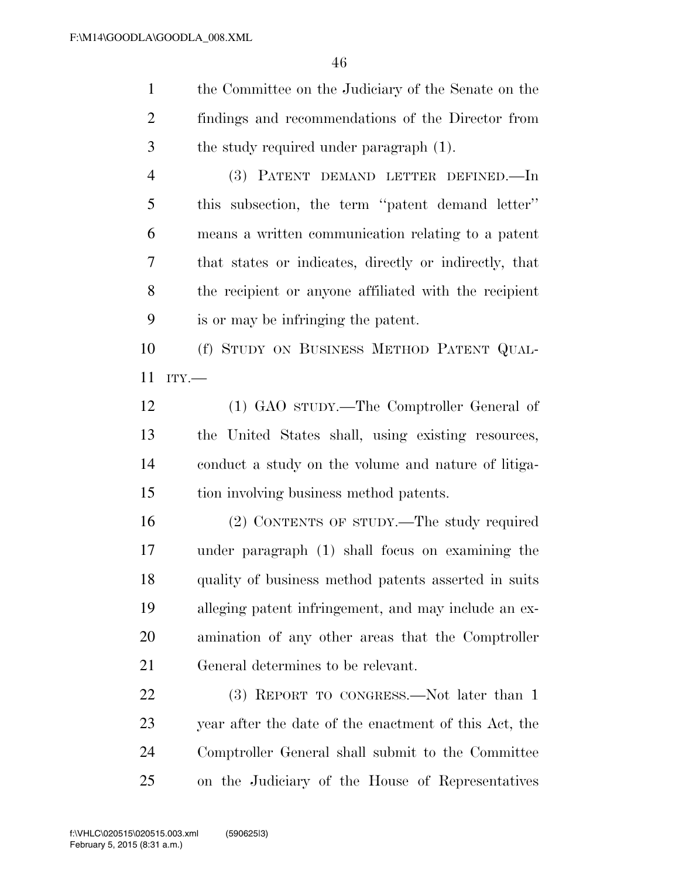the Committee on the Judiciary of the Senate on the findings and recommendations of the Director from the study required under paragraph (1).

(3) PATENT DEMAND LETTER DEFINED.—In this subsection, the term "patent demand letter" means a written communication relating to a patent that states or indicates, directly or indirectly, that the recipient or anyone affiliated with the recipient is or may be infringing the patent.

(f) STUDY ON BUSINESS METHOD PATENT QUALITY.—

(1) GAO STUDY.—The Comptroller General of the United States shall, using existing resources, conduct a study on the volume and nature of litigation involving business method patents.

(2) CONTENTS OF STUDY.—The study required under paragraph (1) shall focus on examining the quality of business method patents asserted in suits alleging patent infringement, and may include an examination of any other areas that the Comptroller General determines to be relevant.

(3) REPORT TO CONGRESS.—Not later than 1 year after the date of the enactment of this Act, the Comptroller General shall submit to the Committee on the Judiciary of the House of Representatives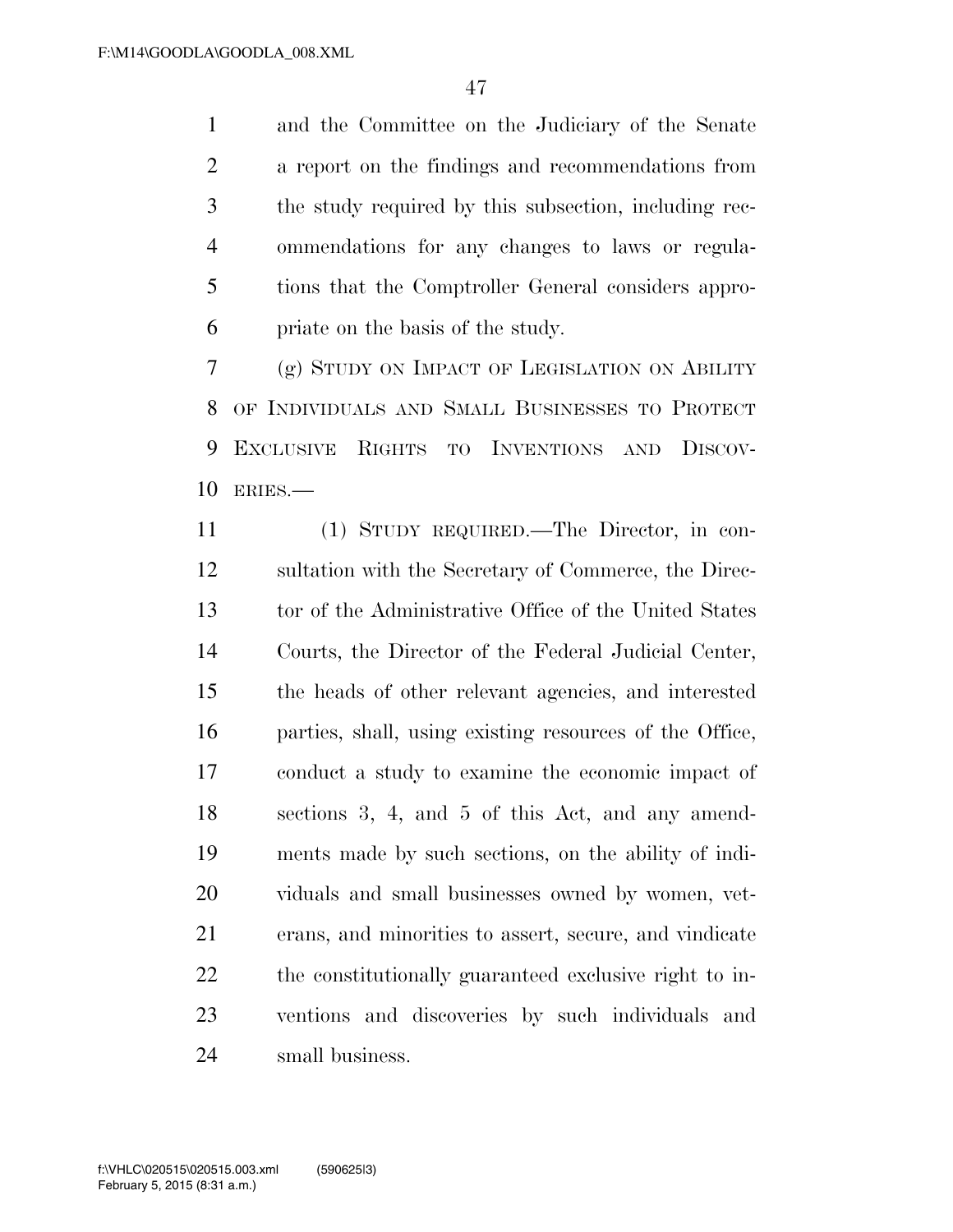and the Committee on the Judiciary of the Senate a report on the findings and recommendations from the study required by this subsection, including recommendations for any changes to laws or regulations that the Comptroller General considers appropriate on the basis of the study.

(g) STUDY ON IMPACT OF LEGISLATION ON ABILITY OF INDIVIDUALS AND SMALL BUSINESSES TO PROTECT EXCLUSIVE RIGHTS TO INVENTIONS AND DISCOVERIES.—

(1) STUDY REQUIRED.—The Director, in consultation with the Secretary of Commerce, the Director of the Administrative Office of the United States Courts, the Director of the Federal Judicial Center, the heads of other relevant agencies, and interested parties, shall, using existing resources of the Office, conduct a study to examine the economic impact of sections 3, 4, and 5 of this Act, and any amendments made by such sections, on the ability of individuals and small businesses owned by women, veterans, and minorities to assert, secure, and vindicate the constitutionally guaranteed exclusive right to inventions and discoveries by such individuals and small business.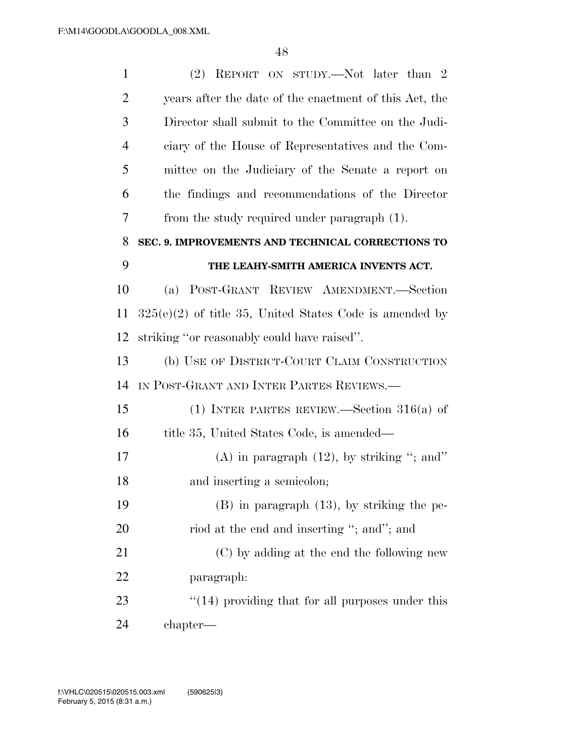(2) REPORT ON STUDY.—Not later than 2 years after the date of the enactment of this Act, the Director shall submit to the Committee on the Judiciary of the House of Representatives and the Committee on the Judiciary of the Senate a report on the findings and recommendations of the Director from the study required under paragraph (1).

**SEC. 9. IMPROVEMENTS AND TECHNICAL CORRECTIONS TO THE LEAHY-SMITH AMERICA INVENTS ACT.**

(a) POST-GRANT REVIEW AMENDMENT.—Section 325(e)(2) of title 35, United States Code is amended by striking ''or reasonably could have raised''.

(b) USE OF DISTRICT-COURT CLAIM CONSTRUCTION IN POST-GRANT AND INTER PARTES REVIEWS.—

(1) INTER PARTES REVIEW.—Section 316(a) of title 35, United States Code, is amended—

(A) in paragraph (12), by striking ''; and'' and inserting a semicolon;

(B) in paragraph (13), by striking the period at the end and inserting ''; and''; and

(C) by adding at the end the following new paragraph:

''(14) providing that for all purposes under this chapter—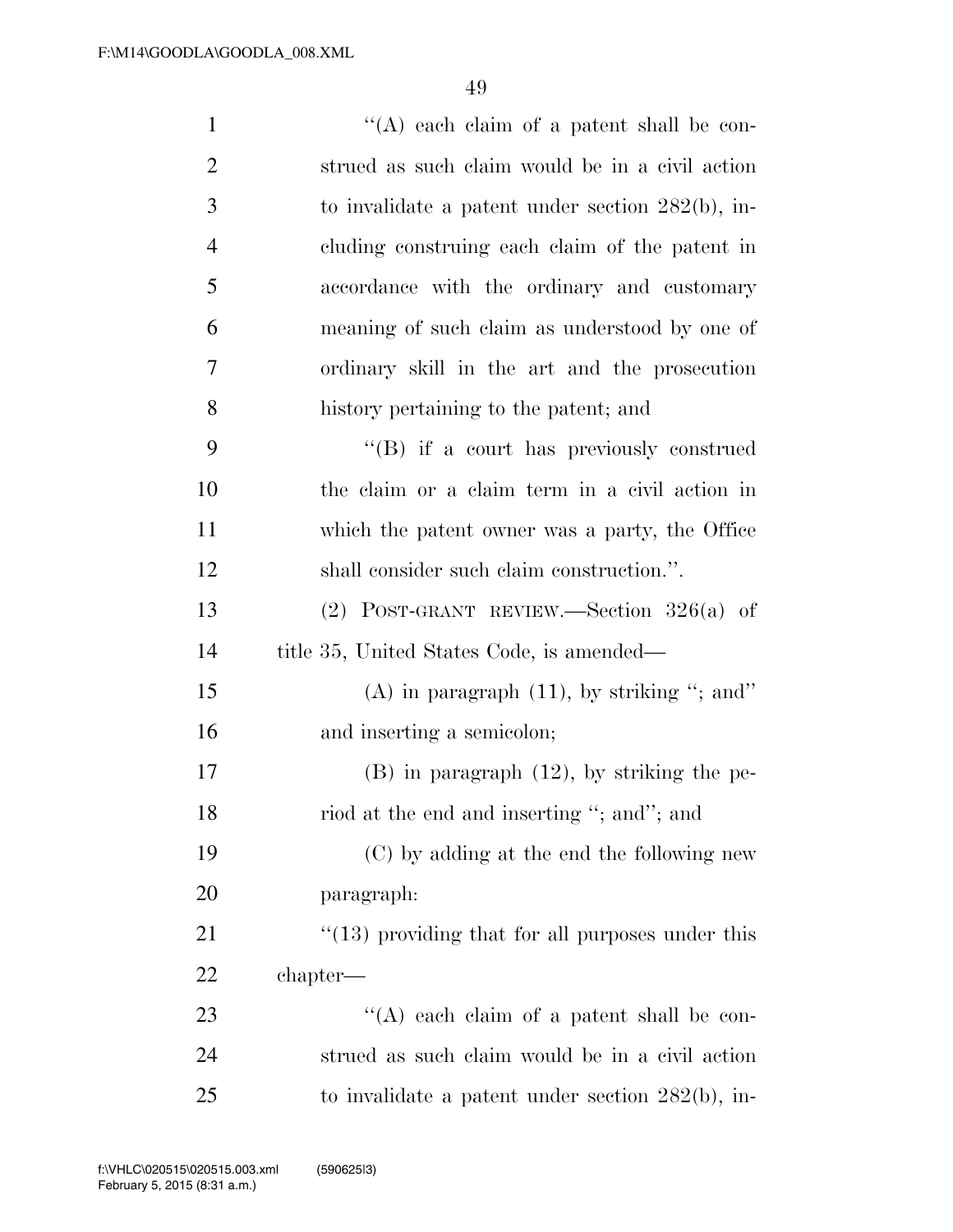''(A) each claim of a patent shall be construed as such claim would be in a civil action to invalidate a patent under section 282(b), including construing each claim of the patent in accordance with the ordinary and customary meaning of such claim as understood by one of ordinary skill in the art and the prosecution history pertaining to the patent; and

''(B) if a court has previously construed the claim or a claim term in a civil action in which the patent owner was a party, the Office shall consider such claim construction.''.

(2) POST-GRANT REVIEW.—Section 326(a) of title 35, United States Code, is amended—

(A) in paragraph (11), by striking ''; and'' and inserting a semicolon;

(B) in paragraph (12), by striking the period at the end and inserting ''; and''; and

(C) by adding at the end the following new paragraph:

''(13) providing that for all purposes under this chapter—

''(A) each claim of a patent shall be construed as such claim would be in a civil action to invalidate a patent under section 282(b), in-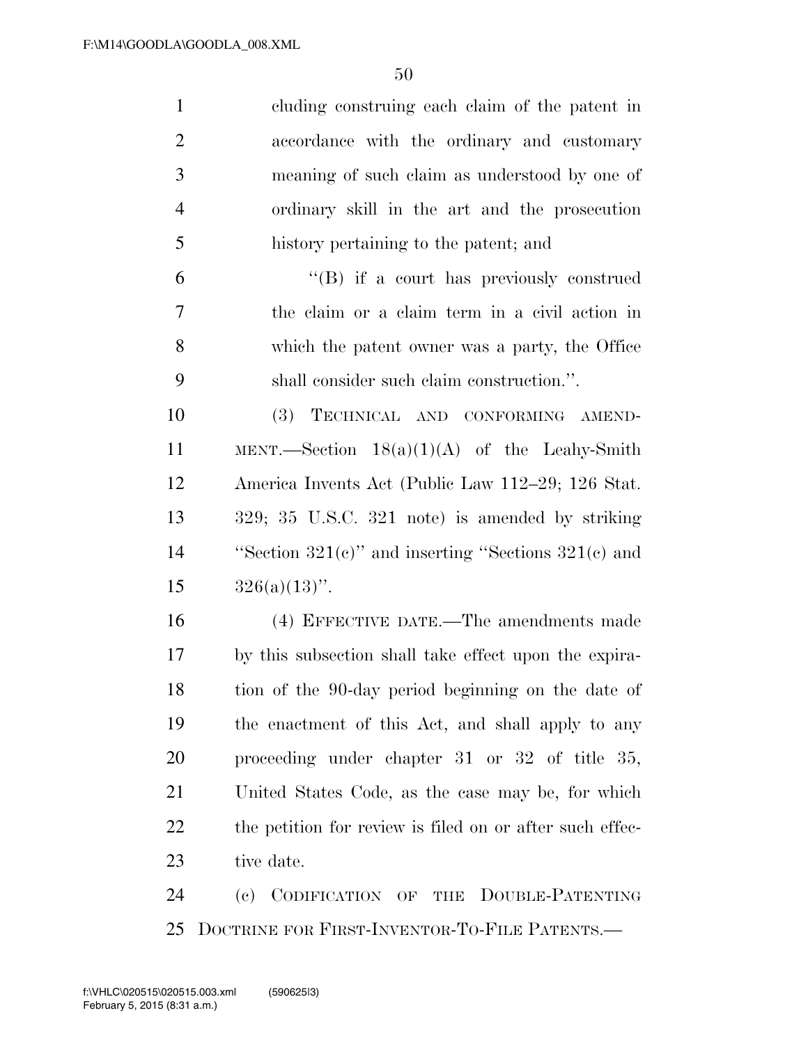cluding construing each claim of the patent in accordance with the ordinary and customary meaning of such claim as understood by one of ordinary skill in the art and the prosecution history pertaining to the patent; and

"(B) if a court has previously construed the claim or a claim term in a civil action in which the patent owner was a party, the Office shall consider such claim construction.".

(3) TECHNICAL AND CONFORMING AMENDMENT.—Section 18(a)(1)(A) of the Leahy-Smith America Invents Act (Public Law 112–29; 126 Stat. 329; 35 U.S.C. 321 note) is amended by striking "Section 321(c)" and inserting "Sections 321(c) and 326(a)(13)".

(4) EFFECTIVE DATE.—The amendments made by this subsection shall take effect upon the expiration of the 90-day period beginning on the date of the enactment of this Act, and shall apply to any proceeding under chapter 31 or 32 of title 35, United States Code, as the case may be, for which the petition for review is filed on or after such effective date.

(c) CODIFICATION OF THE DOUBLE-PATENTING DOCTRINE FOR FIRST-INVENTOR-TO-FILE PATENTS.—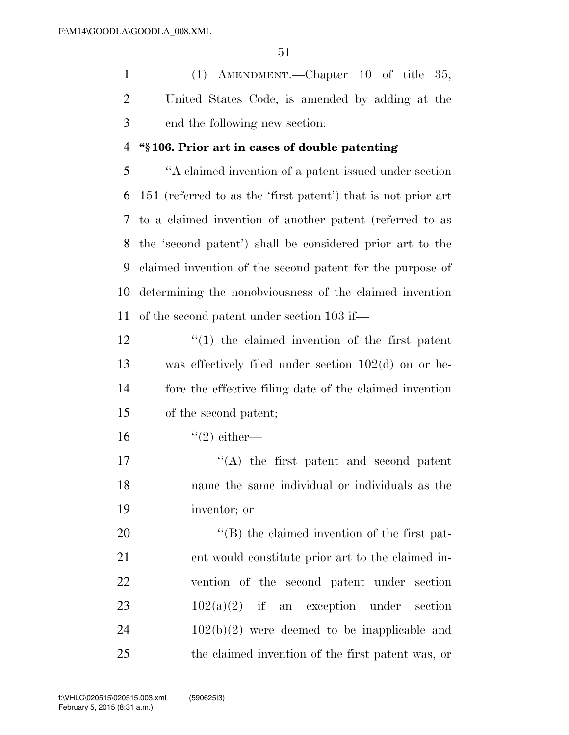(1) AMENDMENT.—Chapter 10 of title 35, United States Code, is amended by adding at the end the following new section:

**"§ 106. Prior art in cases of double patenting**

"A claimed invention of a patent issued under section 151 (referred to as the 'first patent') that is not prior art to a claimed invention of another patent (referred to as the 'second patent') shall be considered prior art to the claimed invention of the second patent for the purpose of determining the nonobviousness of the claimed invention of the second patent under section 103 if—

"(1) the claimed invention of the first patent was effectively filed under section 102(d) on or before the effective filing date of the claimed invention of the second patent;

"(2) either—

"(A) the first patent and second patent name the same individual or individuals as the inventor; or

"(B) the claimed invention of the first patent would constitute prior art to the claimed invention of the second patent under section 102(a)(2) if an exception under section 102(b)(2) were deemed to be inapplicable and the claimed invention of the first patent was, or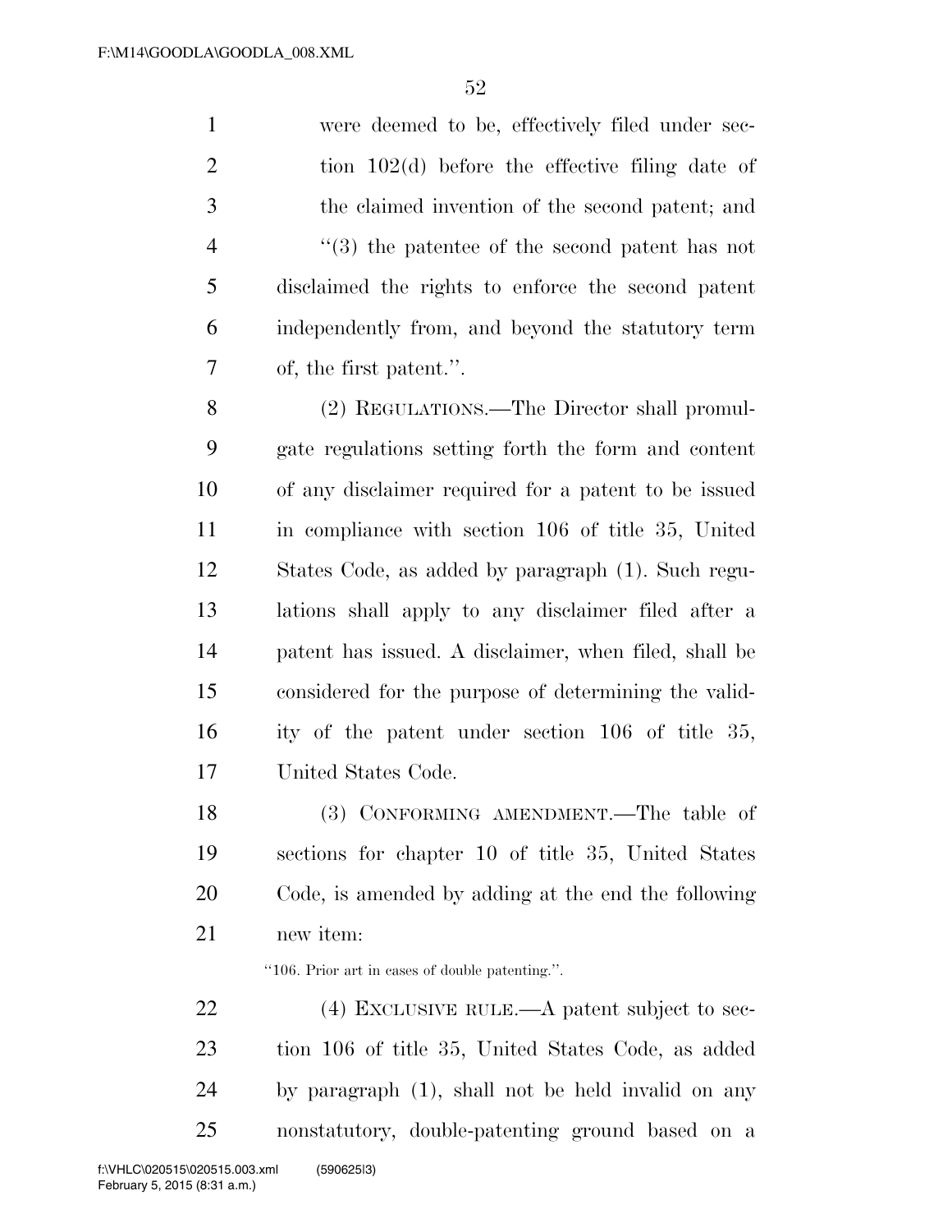were deemed to be, effectively filed under section 102(d) before the effective filing date of the claimed invention of the second patent; and

"(3) the patentee of the second patent has not disclaimed the rights to enforce the second patent independently from, and beyond the statutory term of, the first patent.".

(2) REGULATIONS.—The Director shall promulgate regulations setting forth the form and content of any disclaimer required for a patent to be issued in compliance with section 106 of title 35, United States Code, as added by paragraph (1). Such regulations shall apply to any disclaimer filed after a patent has issued. A disclaimer, when filed, shall be considered for the purpose of determining the validity of the patent under section 106 of title 35, United States Code.

(3) CONFORMING AMENDMENT.—The table of sections for chapter 10 of title 35, United States Code, is amended by adding at the end the following new item:

"106. Prior art in cases of double patenting.".

(4) EXCLUSIVE RULE.—A patent subject to section 106 of title 35, United States Code, as added by paragraph (1), shall not be held invalid on any nonstatutory, double-patenting ground based on a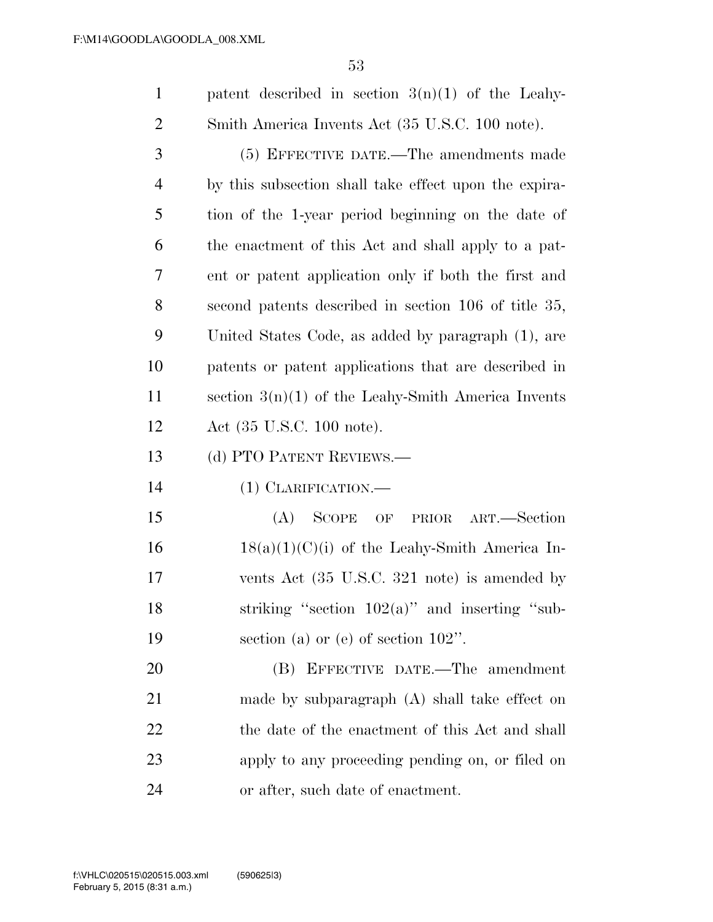patent described in section 3(n)(1) of the Leahy-Smith America Invents Act (35 U.S.C. 100 note).

(5) EFFECTIVE DATE.—The amendments made by this subsection shall take effect upon the expiration of the 1-year period beginning on the date of the enactment of this Act and shall apply to a patent or patent application only if both the first and second patents described in section 106 of title 35, United States Code, as added by paragraph (1), are patents or patent applications that are described in section 3(n)(1) of the Leahy-Smith America Invents Act (35 U.S.C. 100 note).

(d) PTO PATENT REVIEWS.—

(1) CLARIFICATION.—

(A) SCOPE OF PRIOR ART.—Section 18(a)(1)(C)(i) of the Leahy-Smith America Invents Act (35 U.S.C. 321 note) is amended by striking "section 102(a)" and inserting "subsection (a) or (e) of section 102".

(B) EFFECTIVE DATE.—The amendment made by subparagraph (A) shall take effect on the date of the enactment of this Act and shall apply to any proceeding pending on, or filed on or after, such date of enactment.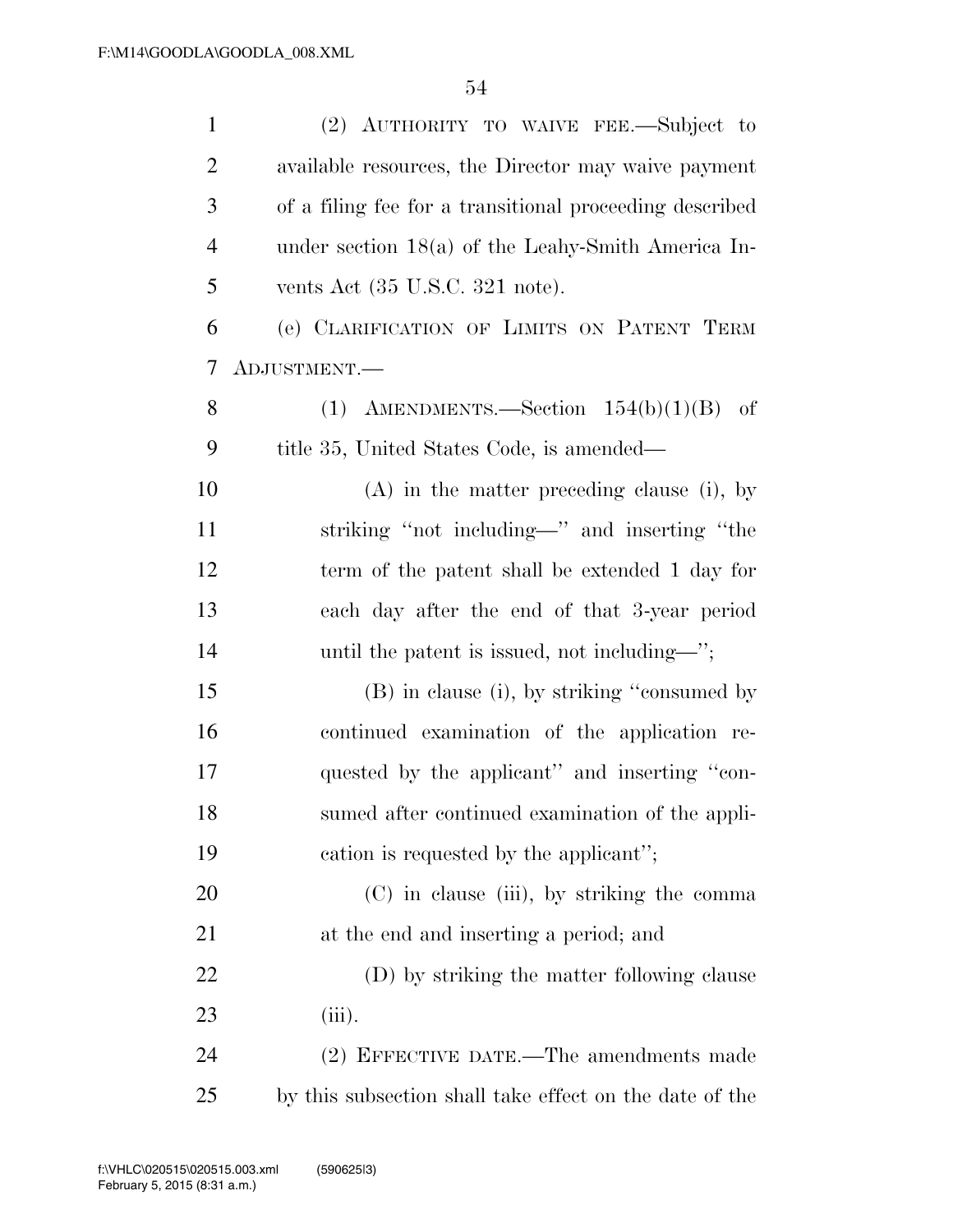(2) AUTHORITY TO WAIVE FEE.—Subject to available resources, the Director may waive payment of a filing fee for a transitional proceeding described under section 18(a) of the Leahy-Smith America Invents Act (35 U.S.C. 321 note).

(e) CLARIFICATION OF LIMITS ON PATENT TERM ADJUSTMENT.—

(1) AMENDMENTS.—Section 154(b)(1)(B) of title 35, United States Code, is amended—

(A) in the matter preceding clause (i), by striking ''not including—'' and inserting ''the term of the patent shall be extended 1 day for each day after the end of that 3-year period until the patent is issued, not including—'';

(B) in clause (i), by striking ''consumed by continued examination of the application requested by the applicant'' and inserting ''consumed after continued examination of the application is requested by the applicant'';

(C) in clause (iii), by striking the comma at the end and inserting a period; and

(D) by striking the matter following clause (iii).

(2) EFFECTIVE DATE.—The amendments made by this subsection shall take effect on the date of the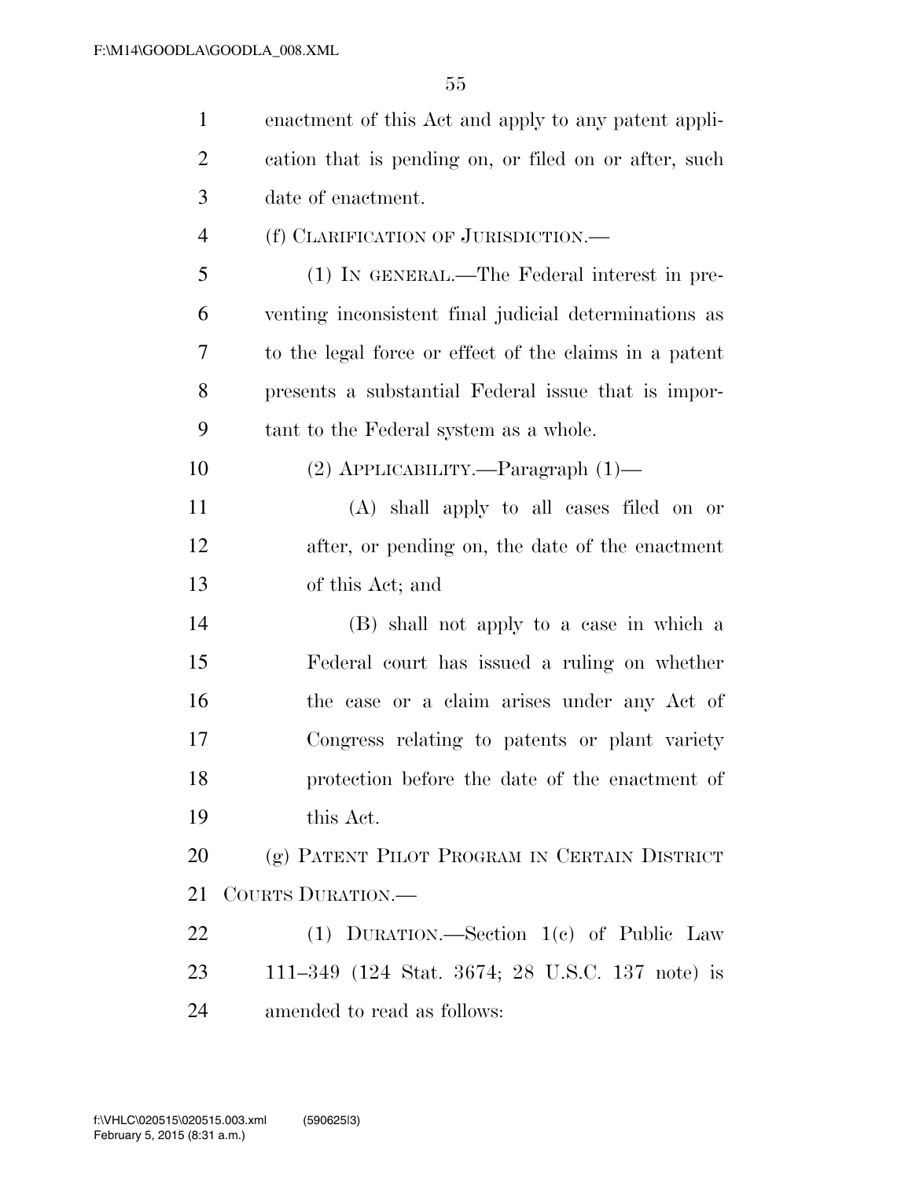enactment of this Act and apply to any patent application that is pending on, or filed on or after, such date of enactment.

(f) CLARIFICATION OF JURISDICTION.—

(1) IN GENERAL.—The Federal interest in preventing inconsistent final judicial determinations as to the legal force or effect of the claims in a patent presents a substantial Federal issue that is important to the Federal system as a whole.

(2) APPLICABILITY.—Paragraph (1)—

(A) shall apply to all cases filed on or after, or pending on, the date of the enactment of this Act; and

(B) shall not apply to a case in which a Federal court has issued a ruling on whether the case or a claim arises under any Act of Congress relating to patents or plant variety protection before the date of the enactment of this Act.

(g) PATENT PILOT PROGRAM IN CERTAIN DISTRICT COURTS DURATION.—

(1) DURATION.—Section 1(c) of Public Law 111–349 (124 Stat. 3674; 28 U.S.C. 137 note) is amended to read as follows: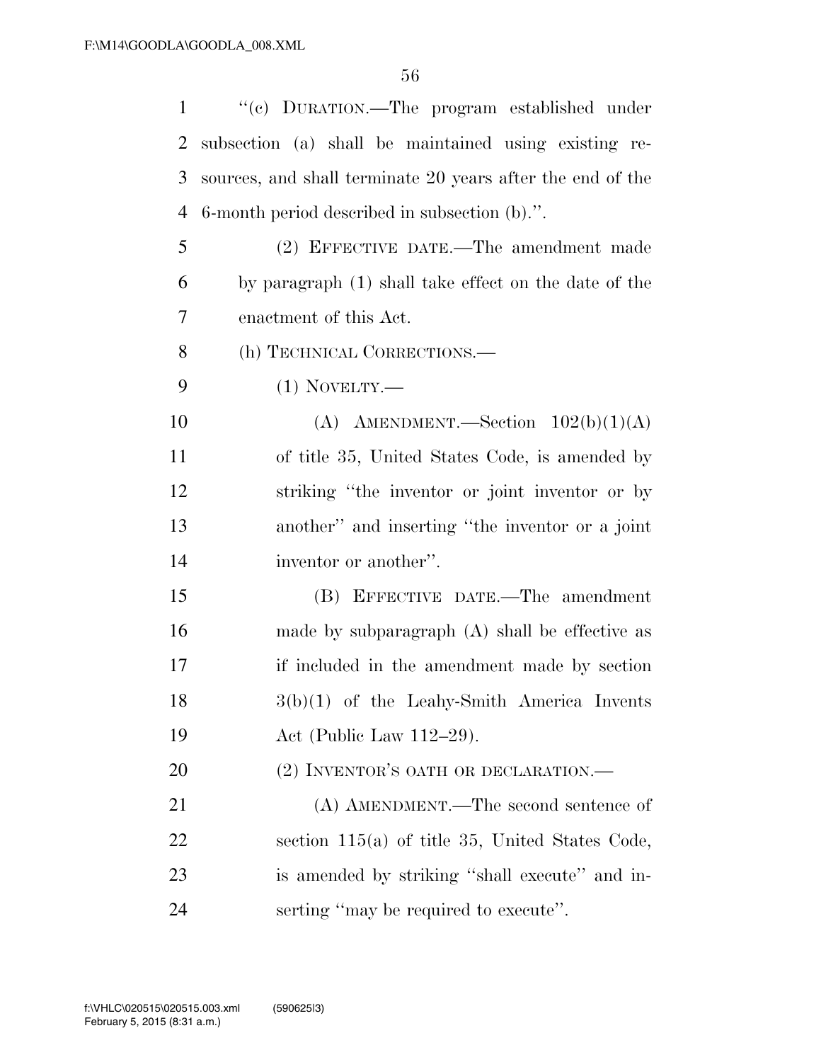"(c) DURATION.—The program established under subsection (a) shall be maintained using existing resources, and shall terminate 20 years after the end of the 6-month period described in subsection (b).".

(2) EFFECTIVE DATE.—The amendment made by paragraph (1) shall take effect on the date of the enactment of this Act.

(h) TECHNICAL CORRECTIONS.—

(1) NOVELTY.—

(A) AMENDMENT.—Section 102(b)(1)(A) of title 35, United States Code, is amended by striking "the inventor or joint inventor or by another" and inserting "the inventor or a joint inventor or another".

(B) EFFECTIVE DATE.—The amendment made by subparagraph (A) shall be effective as if included in the amendment made by section 3(b)(1) of the Leahy-Smith America Invents Act (Public Law 112–29).

(2) INVENTOR'S OATH OR DECLARATION.—

(A) AMENDMENT.—The second sentence of section 115(a) of title 35, United States Code, is amended by striking "shall execute" and inserting "may be required to execute".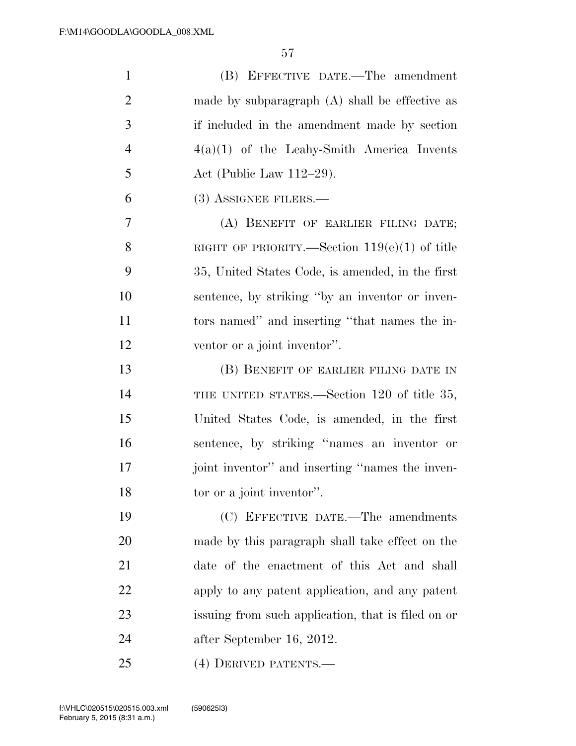(B) EFFECTIVE DATE.—The amendment made by subparagraph (A) shall be effective as if included in the amendment made by section 4(a)(1) of the Leahy-Smith America Invents Act (Public Law 112–29).

(3) ASSIGNEE FILERS.—

(A) BENEFIT OF EARLIER FILING DATE; RIGHT OF PRIORITY.—Section 119(e)(1) of title 35, United States Code, is amended, in the first sentence, by striking ''by an inventor or inventors named'' and inserting ''that names the inventor or a joint inventor''.

(B) BENEFIT OF EARLIER FILING DATE IN THE UNITED STATES.—Section 120 of title 35, United States Code, is amended, in the first sentence, by striking ''names an inventor or joint inventor'' and inserting ''names the inventor or a joint inventor''.

(C) EFFECTIVE DATE.—The amendments made by this paragraph shall take effect on the date of the enactment of this Act and shall apply to any patent application, and any patent issuing from such application, that is filed on or after September 16, 2012.

(4) DERIVED PATENTS.—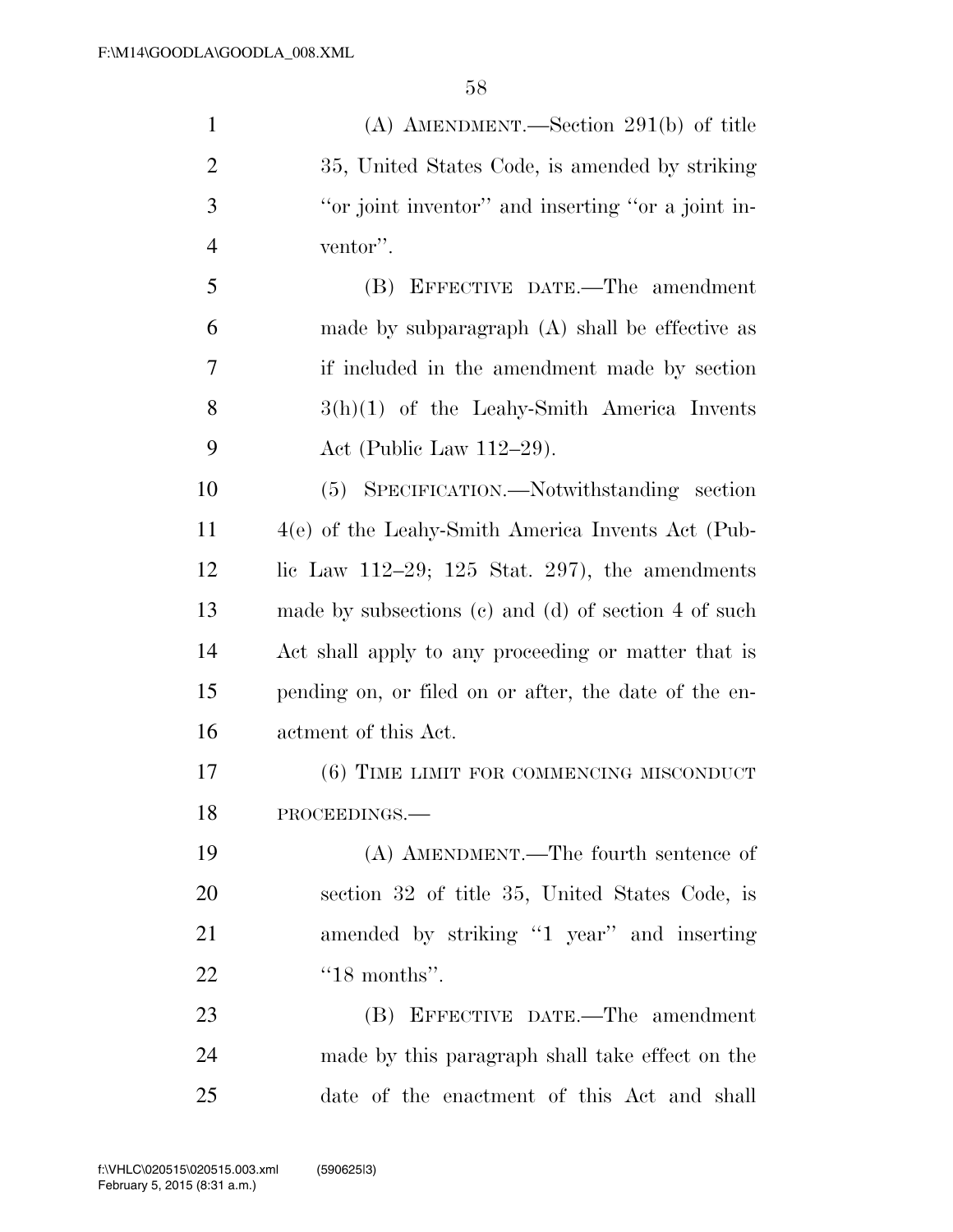(A) AMENDMENT.—Section 291(b) of title 35, United States Code, is amended by striking ''or joint inventor'' and inserting ''or a joint inventor''.

(B) EFFECTIVE DATE.—The amendment made by subparagraph (A) shall be effective as if included in the amendment made by section 3(h)(1) of the Leahy-Smith America Invents Act (Public Law 112–29).

(5) SPECIFICATION.—Notwithstanding section 4(e) of the Leahy-Smith America Invents Act (Public Law 112–29; 125 Stat. 297), the amendments made by subsections (c) and (d) of section 4 of such Act shall apply to any proceeding or matter that is pending on, or filed on or after, the date of the enactment of this Act.

(6) TIME LIMIT FOR COMMENCING MISCONDUCT PROCEEDINGS.—

(A) AMENDMENT.—The fourth sentence of section 32 of title 35, United States Code, is amended by striking ''1 year'' and inserting ''18 months''.

(B) EFFECTIVE DATE.—The amendment made by this paragraph shall take effect on the date of the enactment of this Act and shall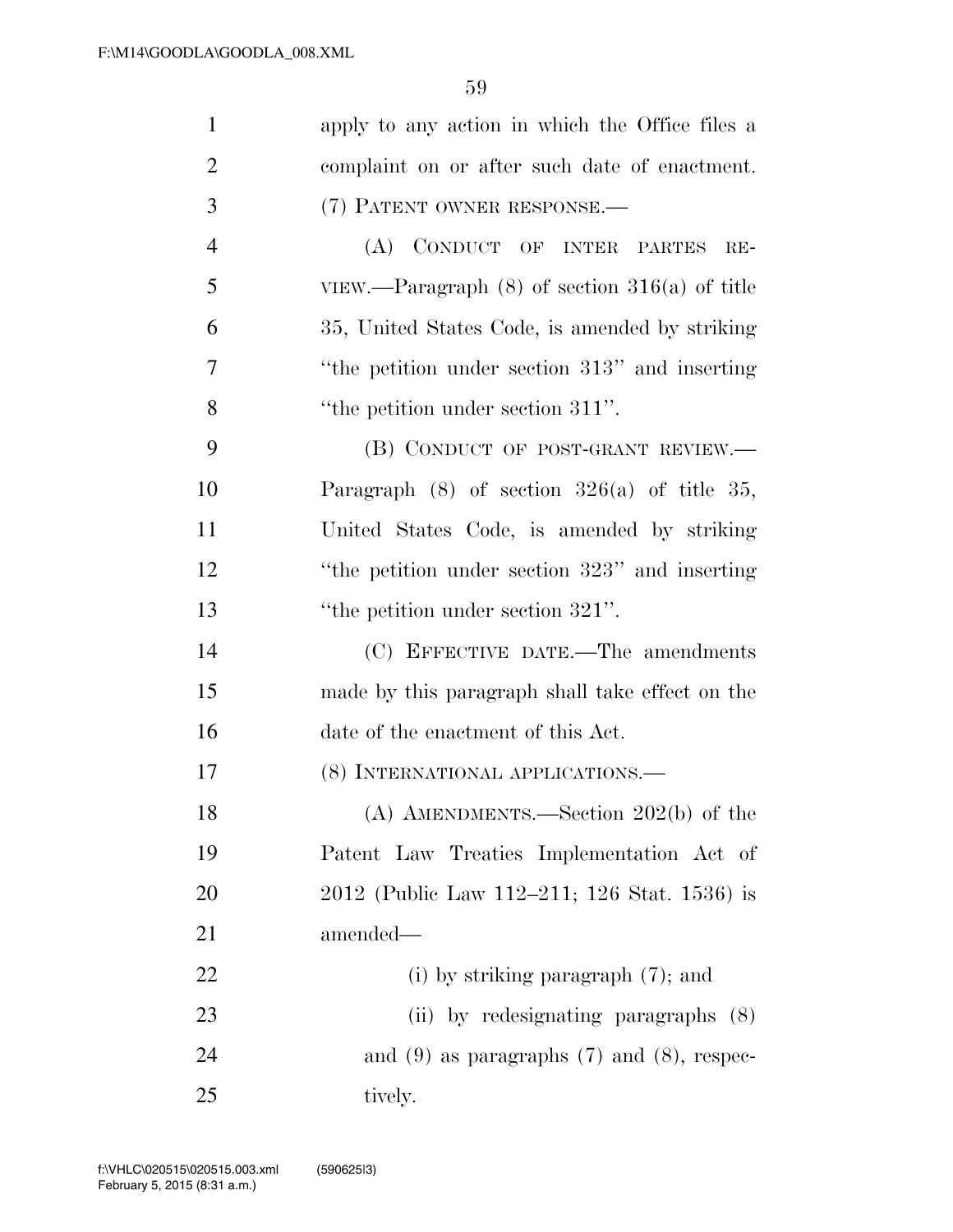apply to any action in which the Office files a complaint on or after such date of enactment.

(7) PATENT OWNER RESPONSE.—

(A) CONDUCT OF INTER PARTES REVIEW.—Paragraph (8) of section 316(a) of title 35, United States Code, is amended by striking "the petition under section 313" and inserting "the petition under section 311".

(B) CONDUCT OF POST-GRANT REVIEW.—Paragraph (8) of section 326(a) of title 35, United States Code, is amended by striking "the petition under section 323" and inserting "the petition under section 321".

(C) EFFECTIVE DATE.—The amendments made by this paragraph shall take effect on the date of the enactment of this Act.

(8) INTERNATIONAL APPLICATIONS.—

(A) AMENDMENTS.—Section 202(b) of the Patent Law Treaties Implementation Act of 2012 (Public Law 112–211; 126 Stat. 1536) is amended—

(i) by striking paragraph (7); and

(ii) by redesignating paragraphs (8) and (9) as paragraphs (7) and (8), respectively.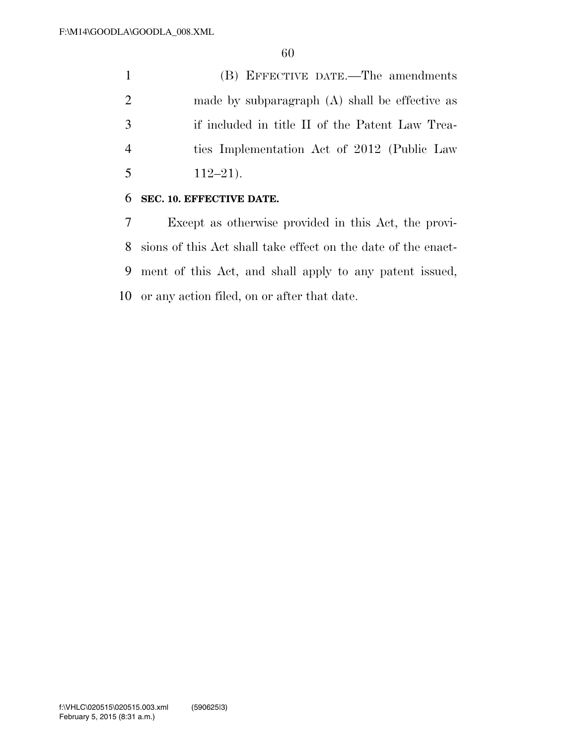(B) EFFECTIVE DATE.—The amendments made by subparagraph (A) shall be effective as if included in title II of the Patent Law Treaties Implementation Act of 2012 (Public Law 112–21).

**SEC. 10. EFFECTIVE DATE.**

Except as otherwise provided in this Act, the provisions of this Act shall take effect on the date of the enactment of this Act, and shall apply to any patent issued, or any action filed, on or after that date.